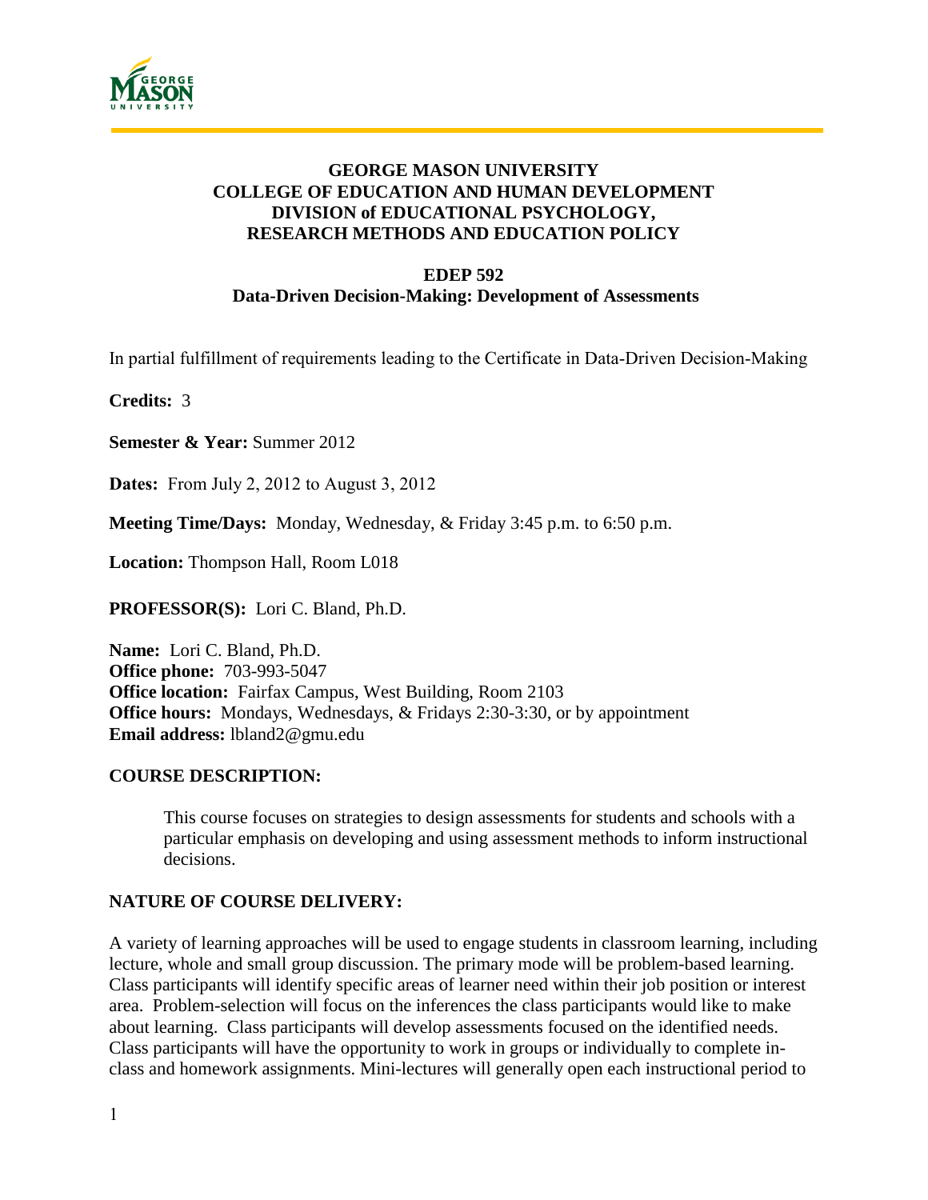# GEORGE MASON UNIVERSITY
## COLLEGE OF EDUCATION AND HUMAN DEVELOPMENT
## DIVISION of EDUCATIONAL PSYCHOLOGY, RESEARCH METHODS AND EDUCATION POLICY

## EDEP 592
## Data-Driven Decision-Making: Development of Assessments

In partial fulfillment of requirements leading to the Certificate in Data-Driven Decision-Making

**Credits:** 3

**Semester & Year:** Summer 2012

**Dates:** From July 2, 2012 to August 3, 2012

**Meeting Time/Days:** Monday, Wednesday, & Friday 3:45 p.m. to 6:50 p.m.

**Location:** Thompson Hall, Room L018

**PROFESSOR(S):** Lori C. Bland, Ph.D.

**Name:** Lori C. Bland, Ph.D.
**Office phone:** 703-993-5047
**Office location:** Fairfax Campus, West Building, Room 2103
**Office hours:** Mondays, Wednesdays, & Fridays 2:30-3:30, or by appointment
**Email address:** lbland2@gmu.edu

**COURSE DESCRIPTION:**

This course focuses on strategies to design assessments for students and schools with a particular emphasis on developing and using assessment methods to inform instructional decisions.

**NATURE OF COURSE DELIVERY:**

A variety of learning approaches will be used to engage students in classroom learning, including lecture, whole and small group discussion. The primary mode will be problem-based learning. Class participants will identify specific areas of learner need within their job position or interest area. Problem-selection will focus on the inferences the class participants would like to make about learning. Class participants will develop assessments focused on the identified needs. Class participants will have the opportunity to work in groups or individually to complete in-class and homework assignments. Mini-lectures will generally open each instructional period to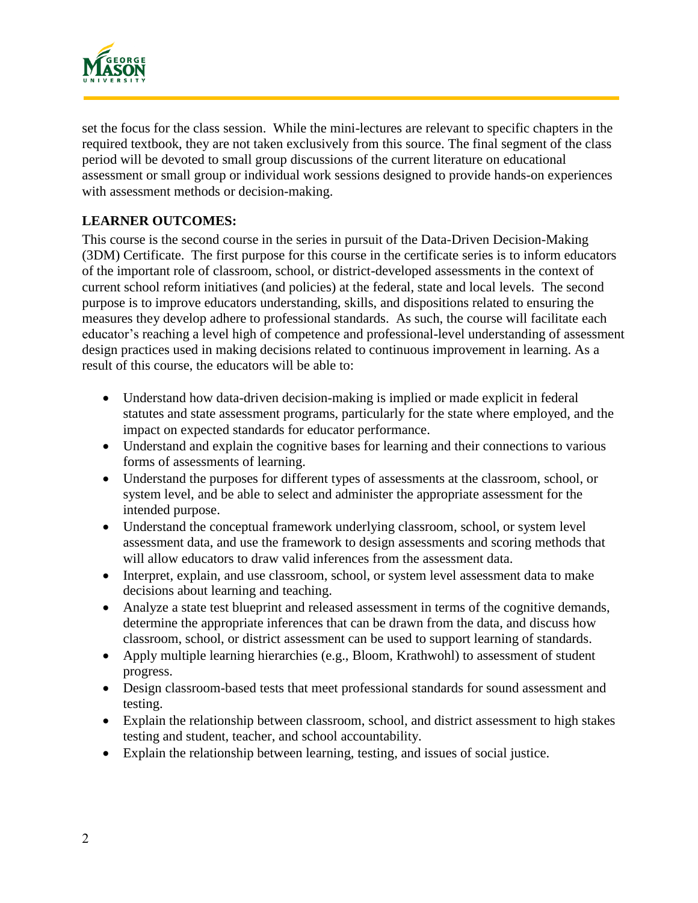set the focus for the class session. While the mini-lectures are relevant to specific chapters in the required textbook, they are not taken exclusively from this source. The final segment of the class period will be devoted to small group discussions of the current literature on educational assessment or small group or individual work sessions designed to provide hands-on experiences with assessment methods or decision-making.

**LEARNER OUTCOMES:**

This course is the second course in the series in pursuit of the Data-Driven Decision-Making (3DM) Certificate. The first purpose for this course in the certificate series is to inform educators of the important role of classroom, school, or district-developed assessments in the context of current school reform initiatives (and policies) at the federal, state and local levels. The second purpose is to improve educators understanding, skills, and dispositions related to ensuring the measures they develop adhere to professional standards. As such, the course will facilitate each educator's reaching a level high of competence and professional-level understanding of assessment design practices used in making decisions related to continuous improvement in learning. As a result of this course, the educators will be able to:

- Understand how data-driven decision-making is implied or made explicit in federal statutes and state assessment programs, particularly for the state where employed, and the impact on expected standards for educator performance.
- Understand and explain the cognitive bases for learning and their connections to various forms of assessments of learning.
- Understand the purposes for different types of assessments at the classroom, school, or system level, and be able to select and administer the appropriate assessment for the intended purpose.
- Understand the conceptual framework underlying classroom, school, or system level assessment data, and use the framework to design assessments and scoring methods that will allow educators to draw valid inferences from the assessment data.
- Interpret, explain, and use classroom, school, or system level assessment data to make decisions about learning and teaching.
- Analyze a state test blueprint and released assessment in terms of the cognitive demands, determine the appropriate inferences that can be drawn from the data, and discuss how classroom, school, or district assessment can be used to support learning of standards.
- Apply multiple learning hierarchies (e.g., Bloom, Krathwohl) to assessment of student progress.
- Design classroom-based tests that meet professional standards for sound assessment and testing.
- Explain the relationship between classroom, school, and district assessment to high stakes testing and student, teacher, and school accountability.
- Explain the relationship between learning, testing, and issues of social justice.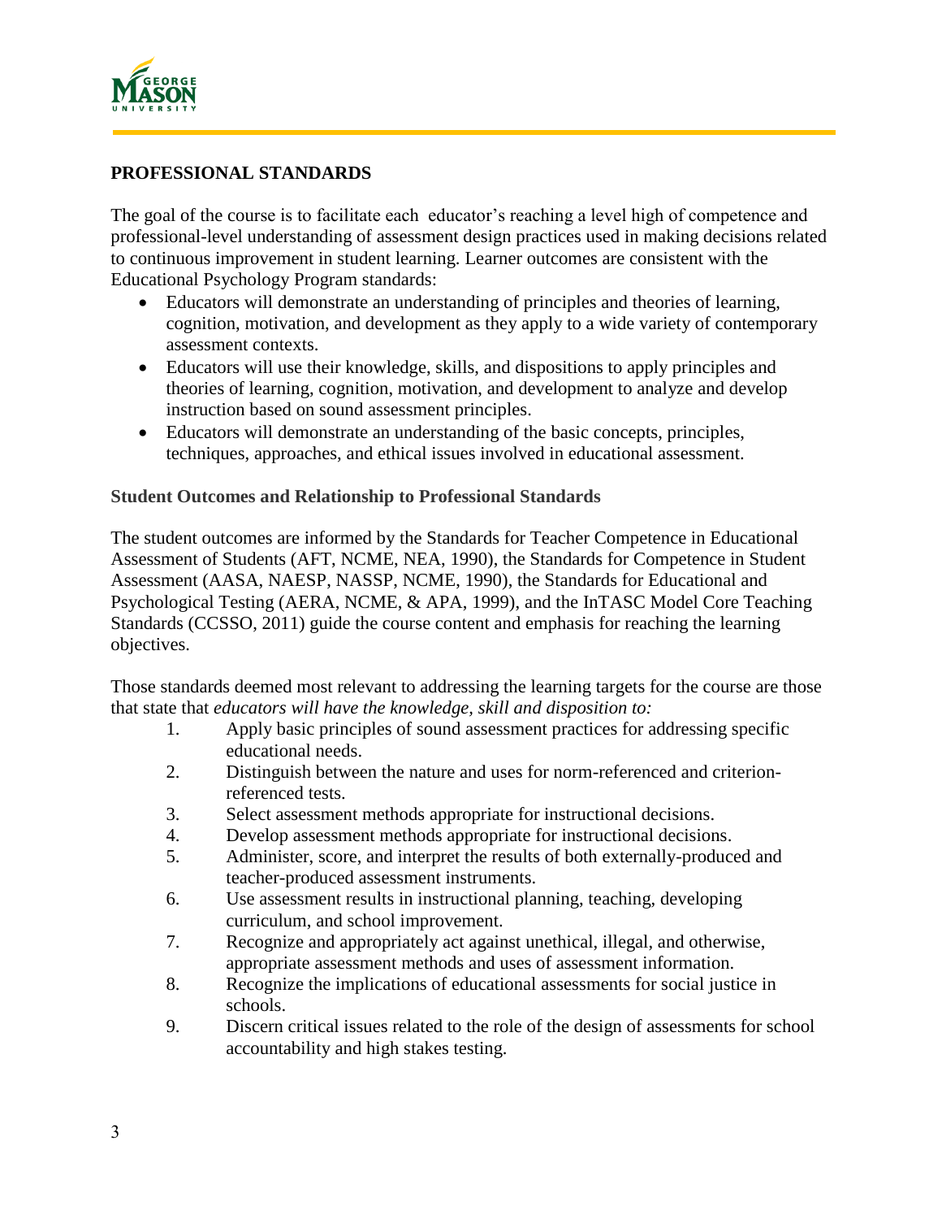## PROFESSIONAL STANDARDS

The goal of the course is to facilitate each educator's reaching a level high of competence and professional-level understanding of assessment design practices used in making decisions related to continuous improvement in student learning. Learner outcomes are consistent with the Educational Psychology Program standards:

- Educators will demonstrate an understanding of principles and theories of learning, cognition, motivation, and development as they apply to a wide variety of contemporary assessment contexts.
- Educators will use their knowledge, skills, and dispositions to apply principles and theories of learning, cognition, motivation, and development to analyze and develop instruction based on sound assessment principles.
- Educators will demonstrate an understanding of the basic concepts, principles, techniques, approaches, and ethical issues involved in educational assessment.

### Student Outcomes and Relationship to Professional Standards

The student outcomes are informed by the Standards for Teacher Competence in Educational Assessment of Students (AFT, NCME, NEA, 1990), the Standards for Competence in Student Assessment (AASA, NAESP, NASSP, NCME, 1990), the Standards for Educational and Psychological Testing (AERA, NCME, & APA, 1999), and the InTASC Model Core Teaching Standards (CCSSO, 2011) guide the course content and emphasis for reaching the learning objectives.

Those standards deemed most relevant to addressing the learning targets for the course are those that state that *educators will have the knowledge, skill and disposition to:*

1. Apply basic principles of sound assessment practices for addressing specific educational needs.
2. Distinguish between the nature and uses for norm-referenced and criterion-referenced tests.
3. Select assessment methods appropriate for instructional decisions.
4. Develop assessment methods appropriate for instructional decisions.
5. Administer, score, and interpret the results of both externally-produced and teacher-produced assessment instruments.
6. Use assessment results in instructional planning, teaching, developing curriculum, and school improvement.
7. Recognize and appropriately act against unethical, illegal, and otherwise, appropriate assessment methods and uses of assessment information.
8. Recognize the implications of educational assessments for social justice in schools.
9. Discern critical issues related to the role of the design of assessments for school accountability and high stakes testing.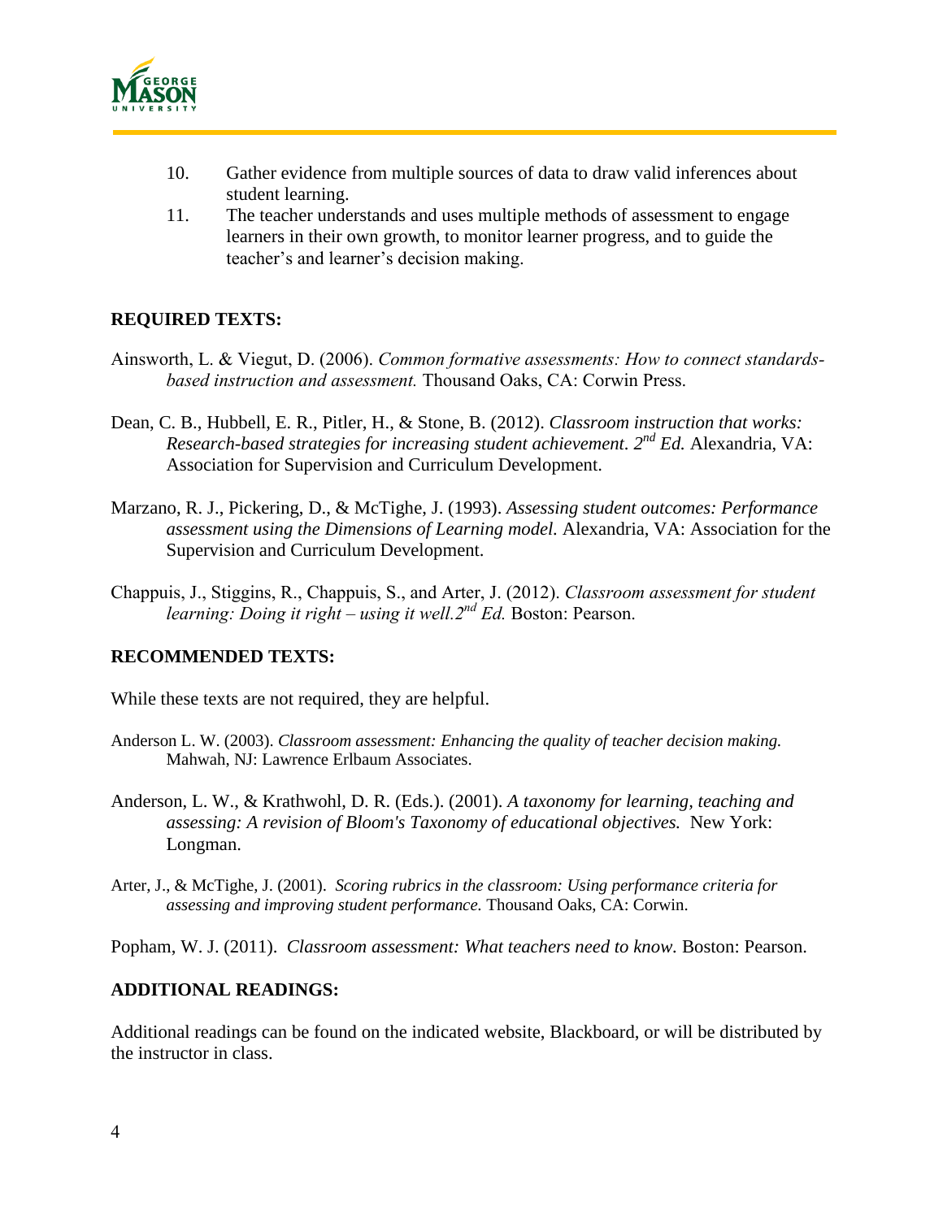10. Gather evidence from multiple sources of data to draw valid inferences about student learning.
11. The teacher understands and uses multiple methods of assessment to engage learners in their own growth, to monitor learner progress, and to guide the teacher's and learner's decision making.

**REQUIRED TEXTS:**

Ainsworth, L. & Viegut, D. (2006). *Common formative assessments: How to connect standards-based instruction and assessment.* Thousand Oaks, CA: Corwin Press.

Dean, C. B., Hubbell, E. R., Pitler, H., & Stone, B. (2012). *Classroom instruction that works: Research-based strategies for increasing student achievement. 2nd Ed.* Alexandria, VA: Association for Supervision and Curriculum Development.

Marzano, R. J., Pickering, D., & McTighe, J. (1993). *Assessing student outcomes: Performance assessment using the Dimensions of Learning model.* Alexandria, VA: Association for the Supervision and Curriculum Development.

Chappuis, J., Stiggins, R., Chappuis, S., and Arter, J. (2012). *Classroom assessment for student learning: Doing it right – using it well.2nd Ed.* Boston: Pearson.

**RECOMMENDED TEXTS:**

While these texts are not required, they are helpful.

Anderson L. W. (2003). *Classroom assessment: Enhancing the quality of teacher decision making.* Mahwah, NJ: Lawrence Erlbaum Associates.

Anderson, L. W., & Krathwohl, D. R. (Eds.). (2001). *A taxonomy for learning, teaching and assessing: A revision of Bloom's Taxonomy of educational objectives.* New York: Longman.

Arter, J., & McTighe, J. (2001). *Scoring rubrics in the classroom: Using performance criteria for assessing and improving student performance.* Thousand Oaks, CA: Corwin.

Popham, W. J. (2011). *Classroom assessment: What teachers need to know.* Boston: Pearson.

**ADDITIONAL READINGS:**

Additional readings can be found on the indicated website, Blackboard, or will be distributed by the instructor in class.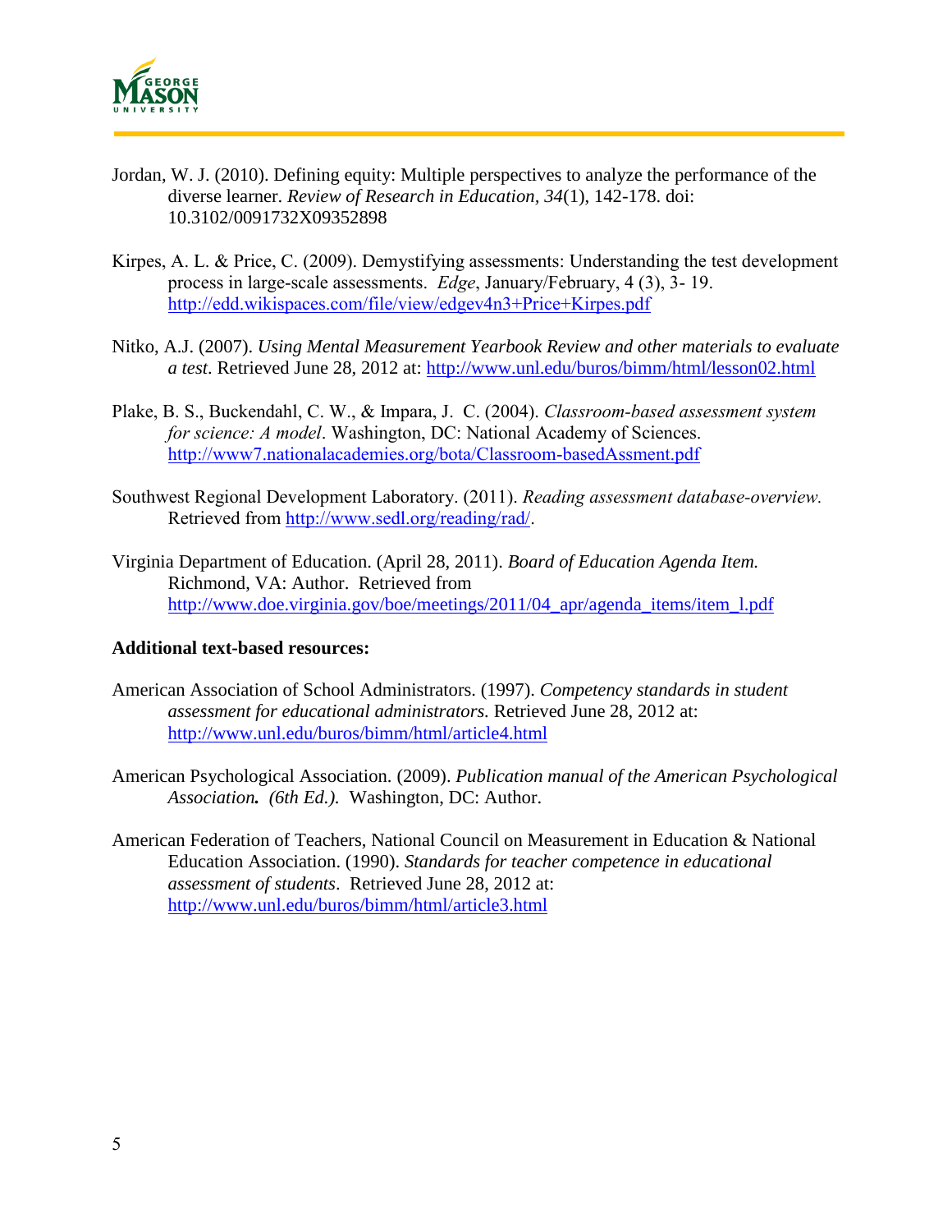Jordan, W. J. (2010). Defining equity: Multiple perspectives to analyze the performance of the diverse learner. *Review of Research in Education*, *34*(1), 142-178. doi: 10.3102/0091732X09352898

Kirpes, A. L. & Price, C. (2009). Demystifying assessments: Understanding the test development process in large-scale assessments. *Edge*, January/February, 4 (3), 3- 19. http://edd.wikispaces.com/file/view/edgev4n3+Price+Kirpes.pdf

Nitko, A.J. (2007). *Using Mental Measurement Yearbook Review and other materials to evaluate a test*. Retrieved June 28, 2012 at: http://www.unl.edu/buros/bimm/html/lesson02.html

Plake, B. S., Buckendahl, C. W., & Impara, J. C. (2004). *Classroom-based assessment system for science: A model*. Washington, DC: National Academy of Sciences. http://www7.nationalacademies.org/bota/Classroom-basedAssment.pdf

Southwest Regional Development Laboratory. (2011). *Reading assessment database-overview.* Retrieved from http://www.sedl.org/reading/rad/.

Virginia Department of Education. (April 28, 2011). *Board of Education Agenda Item.* Richmond, VA: Author. Retrieved from http://www.doe.virginia.gov/boe/meetings/2011/04_apr/agenda_items/item_l.pdf

**Additional text-based resources:**

American Association of School Administrators. (1997). *Competency standards in student assessment for educational administrators.* Retrieved June 28, 2012 at: http://www.unl.edu/buros/bimm/html/article4.html

American Psychological Association. (2009). *Publication manual of the American Psychological Association. (6th Ed.).* Washington, DC: Author.

American Federation of Teachers, National Council on Measurement in Education & National Education Association. (1990). *Standards for teacher competence in educational assessment of students*. Retrieved June 28, 2012 at: http://www.unl.edu/buros/bimm/html/article3.html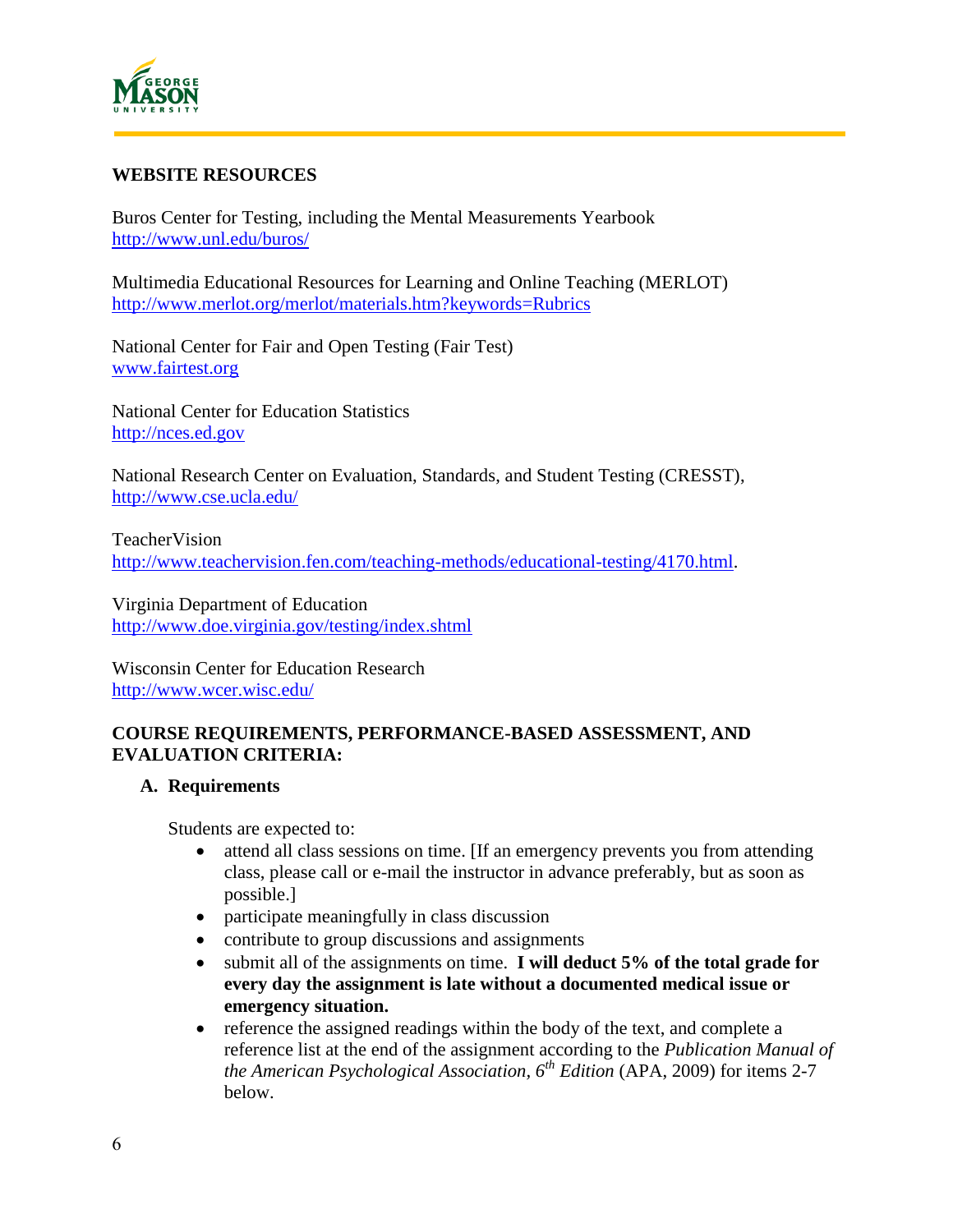## WEBSITE RESOURCES

Buros Center for Testing, including the Mental Measurements Yearbook
http://www.unl.edu/buros/

Multimedia Educational Resources for Learning and Online Teaching (MERLOT)
http://www.merlot.org/merlot/materials.htm?keywords=Rubrics

National Center for Fair and Open Testing (Fair Test)
www.fairtest.org

National Center for Education Statistics
http://nces.ed.gov

National Research Center on Evaluation, Standards, and Student Testing (CRESST),
http://www.cse.ucla.edu/

TeacherVision
http://www.teachervision.fen.com/teaching-methods/educational-testing/4170.html.

Virginia Department of Education
http://www.doe.virginia.gov/testing/index.shtml

Wisconsin Center for Education Research
http://www.wcer.wisc.edu/

## COURSE REQUIREMENTS, PERFORMANCE-BASED ASSESSMENT, AND EVALUATION CRITERIA:

### A. Requirements

Students are expected to:

- attend all class sessions on time. [If an emergency prevents you from attending class, please call or e-mail the instructor in advance preferably, but as soon as possible.]
- participate meaningfully in class discussion
- contribute to group discussions and assignments
- submit all of the assignments on time. **I will deduct 5% of the total grade for every day the assignment is late without a documented medical issue or emergency situation.**
- reference the assigned readings within the body of the text, and complete a reference list at the end of the assignment according to the *Publication Manual of the American Psychological Association, 6th Edition* (APA, 2009) for items 2-7 below.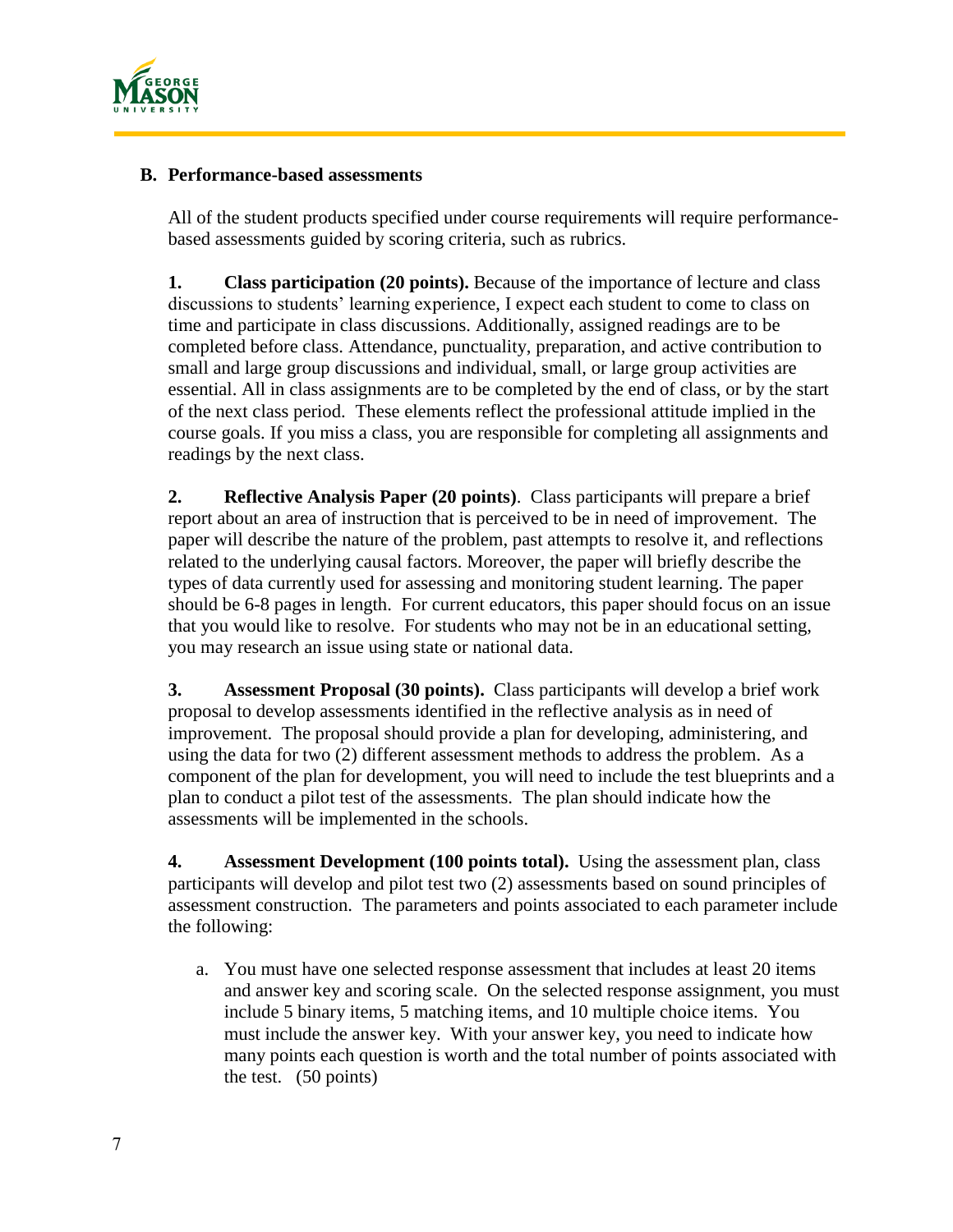### B. Performance-based assessments

All of the student products specified under course requirements will require performance-based assessments guided by scoring criteria, such as rubrics.

**1. Class participation (20 points).** Because of the importance of lecture and class discussions to students' learning experience, I expect each student to come to class on time and participate in class discussions. Additionally, assigned readings are to be completed before class. Attendance, punctuality, preparation, and active contribution to small and large group discussions and individual, small, or large group activities are essential. All in class assignments are to be completed by the end of class, or by the start of the next class period. These elements reflect the professional attitude implied in the course goals. If you miss a class, you are responsible for completing all assignments and readings by the next class.

**2. Reflective Analysis Paper (20 points)**. Class participants will prepare a brief report about an area of instruction that is perceived to be in need of improvement. The paper will describe the nature of the problem, past attempts to resolve it, and reflections related to the underlying causal factors. Moreover, the paper will briefly describe the types of data currently used for assessing and monitoring student learning. The paper should be 6-8 pages in length. For current educators, this paper should focus on an issue that you would like to resolve. For students who may not be in an educational setting, you may research an issue using state or national data.

**3. Assessment Proposal (30 points).** Class participants will develop a brief work proposal to develop assessments identified in the reflective analysis as in need of improvement. The proposal should provide a plan for developing, administering, and using the data for two (2) different assessment methods to address the problem. As a component of the plan for development, you will need to include the test blueprints and a plan to conduct a pilot test of the assessments. The plan should indicate how the assessments will be implemented in the schools.

**4. Assessment Development (100 points total).** Using the assessment plan, class participants will develop and pilot test two (2) assessments based on sound principles of assessment construction. The parameters and points associated to each parameter include the following:

a. You must have one selected response assessment that includes at least 20 items and answer key and scoring scale. On the selected response assignment, you must include 5 binary items, 5 matching items, and 10 multiple choice items. You must include the answer key. With your answer key, you need to indicate how many points each question is worth and the total number of points associated with the test. (50 points)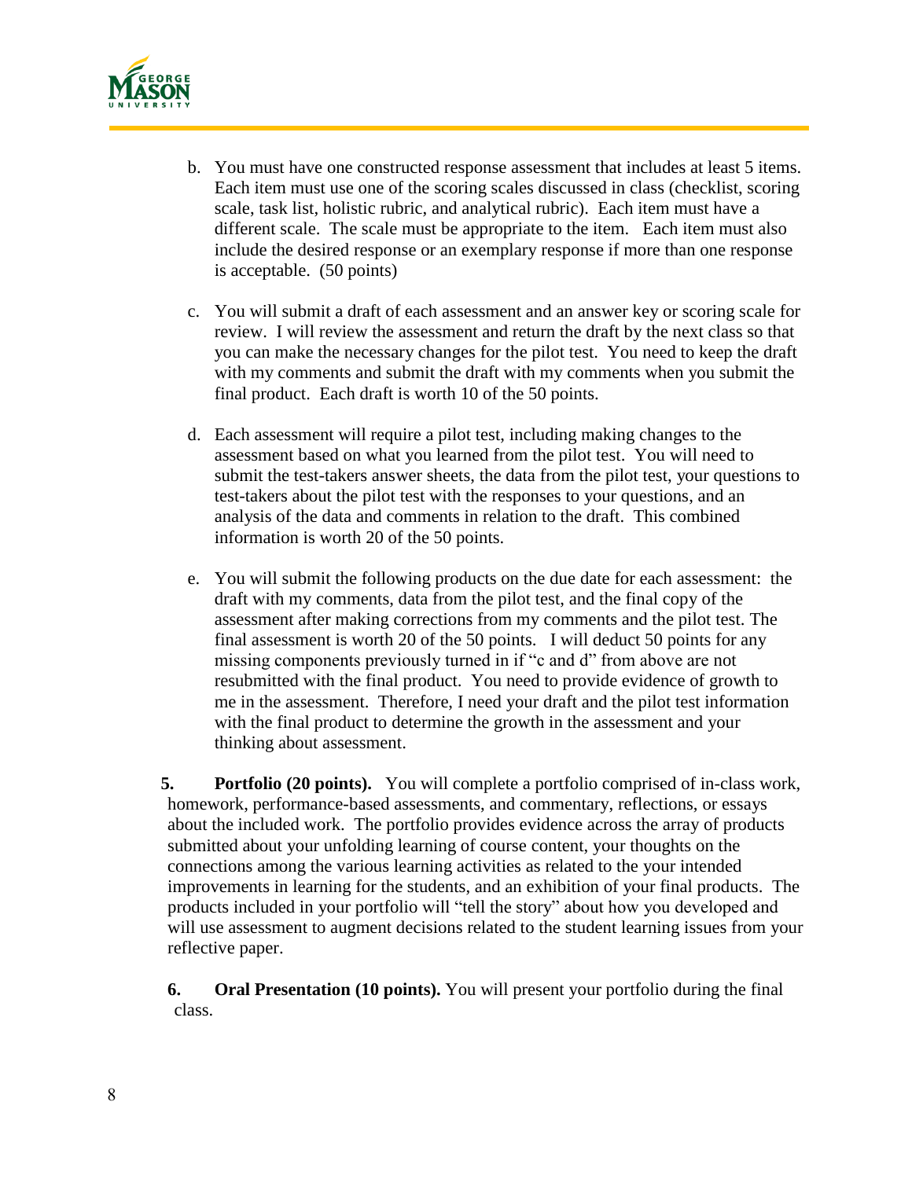b. You must have one constructed response assessment that includes at least 5 items. Each item must use one of the scoring scales discussed in class (checklist, scoring scale, task list, holistic rubric, and analytical rubric). Each item must have a different scale. The scale must be appropriate to the item. Each item must also include the desired response or an exemplary response if more than one response is acceptable. (50 points)

c. You will submit a draft of each assessment and an answer key or scoring scale for review. I will review the assessment and return the draft by the next class so that you can make the necessary changes for the pilot test. You need to keep the draft with my comments and submit the draft with my comments when you submit the final product. Each draft is worth 10 of the 50 points.

d. Each assessment will require a pilot test, including making changes to the assessment based on what you learned from the pilot test. You will need to submit the test-takers answer sheets, the data from the pilot test, your questions to test-takers about the pilot test with the responses to your questions, and an analysis of the data and comments in relation to the draft. This combined information is worth 20 of the 50 points.

e. You will submit the following products on the due date for each assessment: the draft with my comments, data from the pilot test, and the final copy of the assessment after making corrections from my comments and the pilot test. The final assessment is worth 20 of the 50 points. I will deduct 50 points for any missing components previously turned in if "c and d" from above are not resubmitted with the final product. You need to provide evidence of growth to me in the assessment. Therefore, I need your draft and the pilot test information with the final product to determine the growth in the assessment and your thinking about assessment.

5. **Portfolio (20 points).** You will complete a portfolio comprised of in-class work, homework, performance-based assessments, and commentary, reflections, or essays about the included work. The portfolio provides evidence across the array of products submitted about your unfolding learning of course content, your thoughts on the connections among the various learning activities as related to the your intended improvements in learning for the students, and an exhibition of your final products. The products included in your portfolio will "tell the story" about how you developed and will use assessment to augment decisions related to the student learning issues from your reflective paper.

6. **Oral Presentation (10 points).** You will present your portfolio during the final class.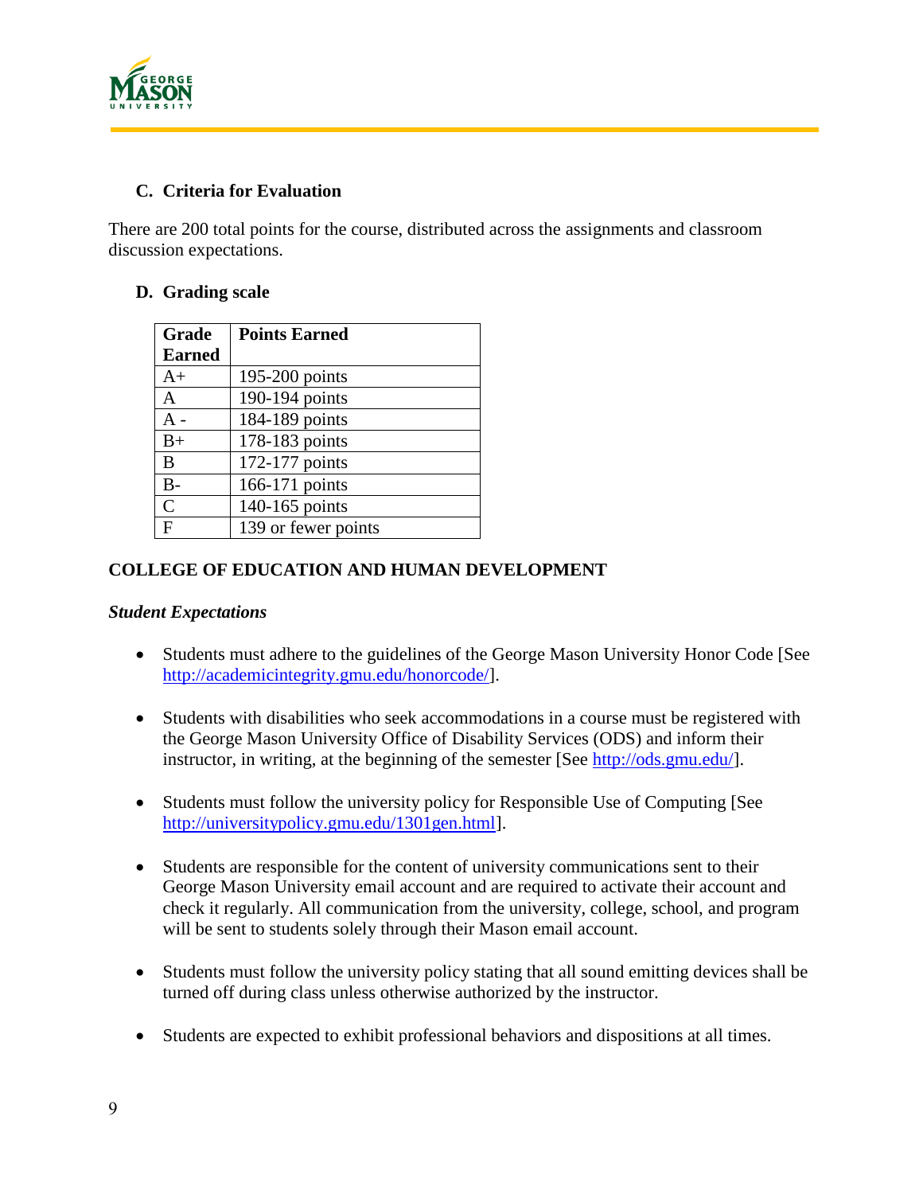### C. Criteria for Evaluation

There are 200 total points for the course, distributed across the assignments and classroom discussion expectations.

### D. Grading scale

| Grade Earned | Points Earned |
|---|---|
| A+ | 195-200 points |
| A | 190-194 points |
| A - | 184-189 points |
| B+ | 178-183 points |
| B | 172-177 points |
| B- | 166-171 points |
| C | 140-165 points |
| F | 139 or fewer points |

## COLLEGE OF EDUCATION AND HUMAN DEVELOPMENT

***Student Expectations***

- Students must adhere to the guidelines of the George Mason University Honor Code [See http://academicintegrity.gmu.edu/honorcode/].

- Students with disabilities who seek accommodations in a course must be registered with the George Mason University Office of Disability Services (ODS) and inform their instructor, in writing, at the beginning of the semester [See http://ods.gmu.edu/].

- Students must follow the university policy for Responsible Use of Computing [See http://universitypolicy.gmu.edu/1301gen.html].

- Students are responsible for the content of university communications sent to their George Mason University email account and are required to activate their account and check it regularly. All communication from the university, college, school, and program will be sent to students solely through their Mason email account.

- Students must follow the university policy stating that all sound emitting devices shall be turned off during class unless otherwise authorized by the instructor.

- Students are expected to exhibit professional behaviors and dispositions at all times.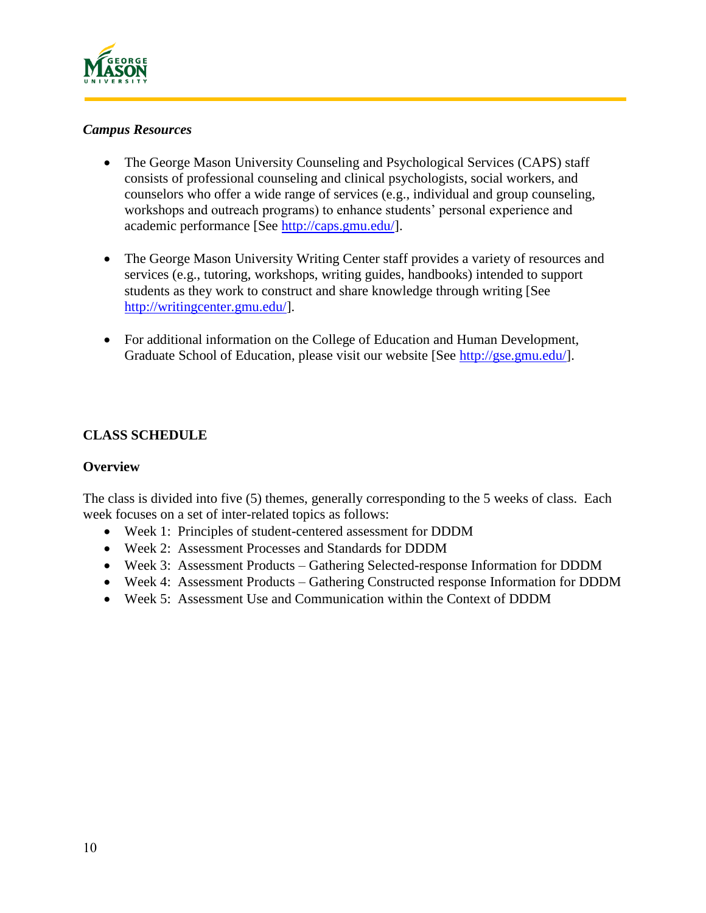*Campus Resources*

- The George Mason University Counseling and Psychological Services (CAPS) staff consists of professional counseling and clinical psychologists, social workers, and counselors who offer a wide range of services (e.g., individual and group counseling, workshops and outreach programs) to enhance students' personal experience and academic performance [See http://caps.gmu.edu/].

- The George Mason University Writing Center staff provides a variety of resources and services (e.g., tutoring, workshops, writing guides, handbooks) intended to support students as they work to construct and share knowledge through writing [See http://writingcenter.gmu.edu/].

- For additional information on the College of Education and Human Development, Graduate School of Education, please visit our website [See http://gse.gmu.edu/].

## CLASS SCHEDULE

### Overview

The class is divided into five (5) themes, generally corresponding to the 5 weeks of class. Each week focuses on a set of inter-related topics as follows:

- Week 1: Principles of student-centered assessment for DDDM
- Week 2: Assessment Processes and Standards for DDDM
- Week 3: Assessment Products – Gathering Selected-response Information for DDDM
- Week 4: Assessment Products – Gathering Constructed response Information for DDDM
- Week 5: Assessment Use and Communication within the Context of DDDM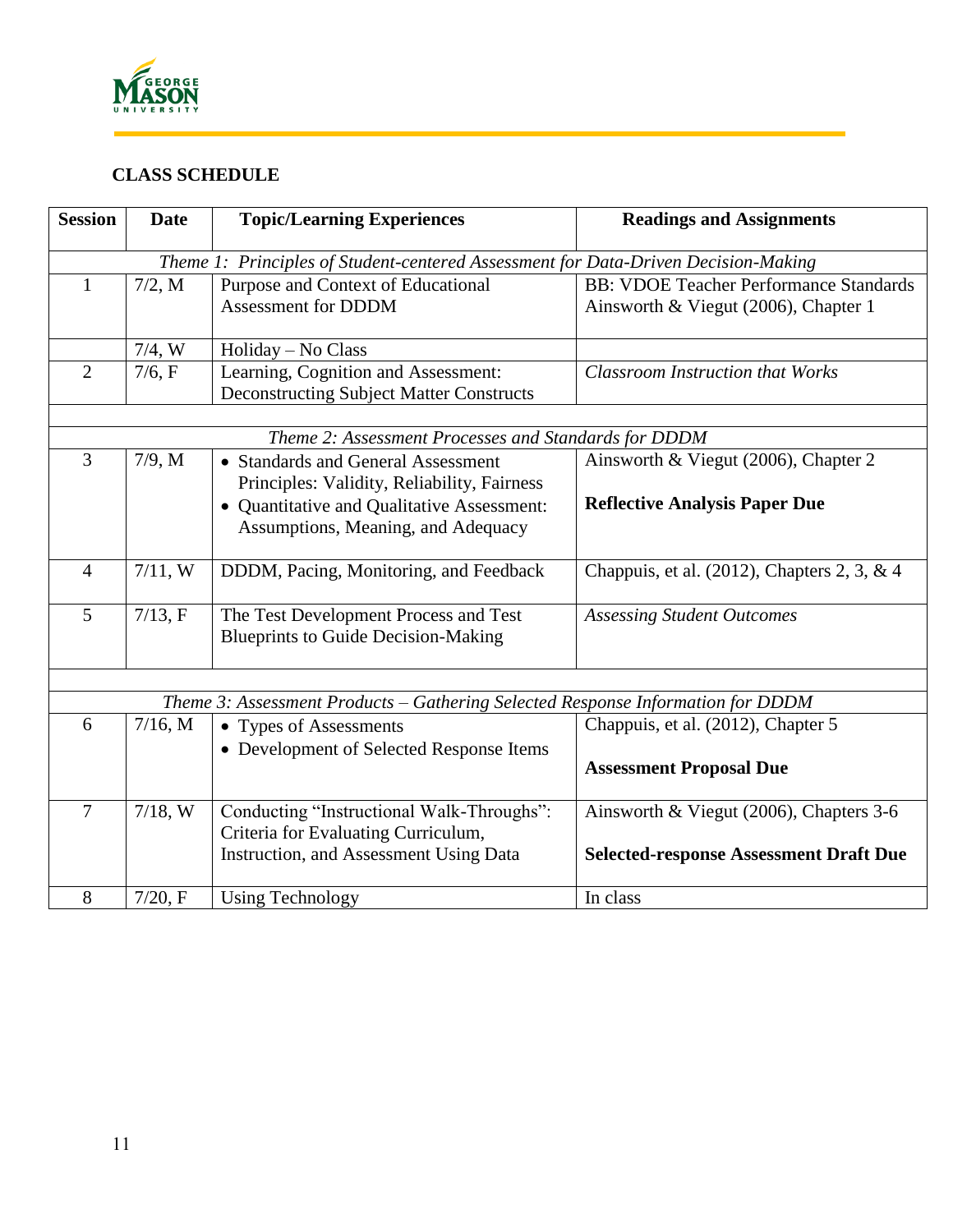**CLASS SCHEDULE**

| Session | Date | Topic/Learning Experiences | Readings and Assignments |
|---|---|---|---|
| *Theme 1: Principles of Student-centered Assessment for Data-Driven Decision-Making* | | | |
| 1 | 7/2, M | Purpose and Context of Educational Assessment for DDDM | BB: VDOE Teacher Performance Standards<br>Ainsworth & Viegut (2006), Chapter 1 |
| | 7/4, W | Holiday – No Class | |
| 2 | 7/6, F | Learning, Cognition and Assessment: Deconstructing Subject Matter Constructs | *Classroom Instruction that Works* |
| | | | |
| *Theme 2: Assessment Processes and Standards for DDDM* | | | |
| 3 | 7/9, M | • Standards and General Assessment Principles: Validity, Reliability, Fairness<br>• Quantitative and Qualitative Assessment: Assumptions, Meaning, and Adequacy | Ainsworth & Viegut (2006), Chapter 2<br><br>**Reflective Analysis Paper Due** |
| 4 | 7/11, W | DDDM, Pacing, Monitoring, and Feedback | Chappuis, et al. (2012), Chapters 2, 3, & 4 |
| 5 | 7/13, F | The Test Development Process and Test Blueprints to Guide Decision-Making | *Assessing Student Outcomes* |
| | | | |
| *Theme 3: Assessment Products – Gathering Selected Response Information for DDDM* | | | |
| 6 | 7/16, M | • Types of Assessments<br>• Development of Selected Response Items | Chappuis, et al. (2012), Chapter 5<br><br>**Assessment Proposal Due** |
| 7 | 7/18, W | Conducting "Instructional Walk-Throughs": Criteria for Evaluating Curriculum, Instruction, and Assessment Using Data | Ainsworth & Viegut (2006), Chapters 3-6<br><br>**Selected-response Assessment Draft Due** |
| 8 | 7/20, F | Using Technology | In class |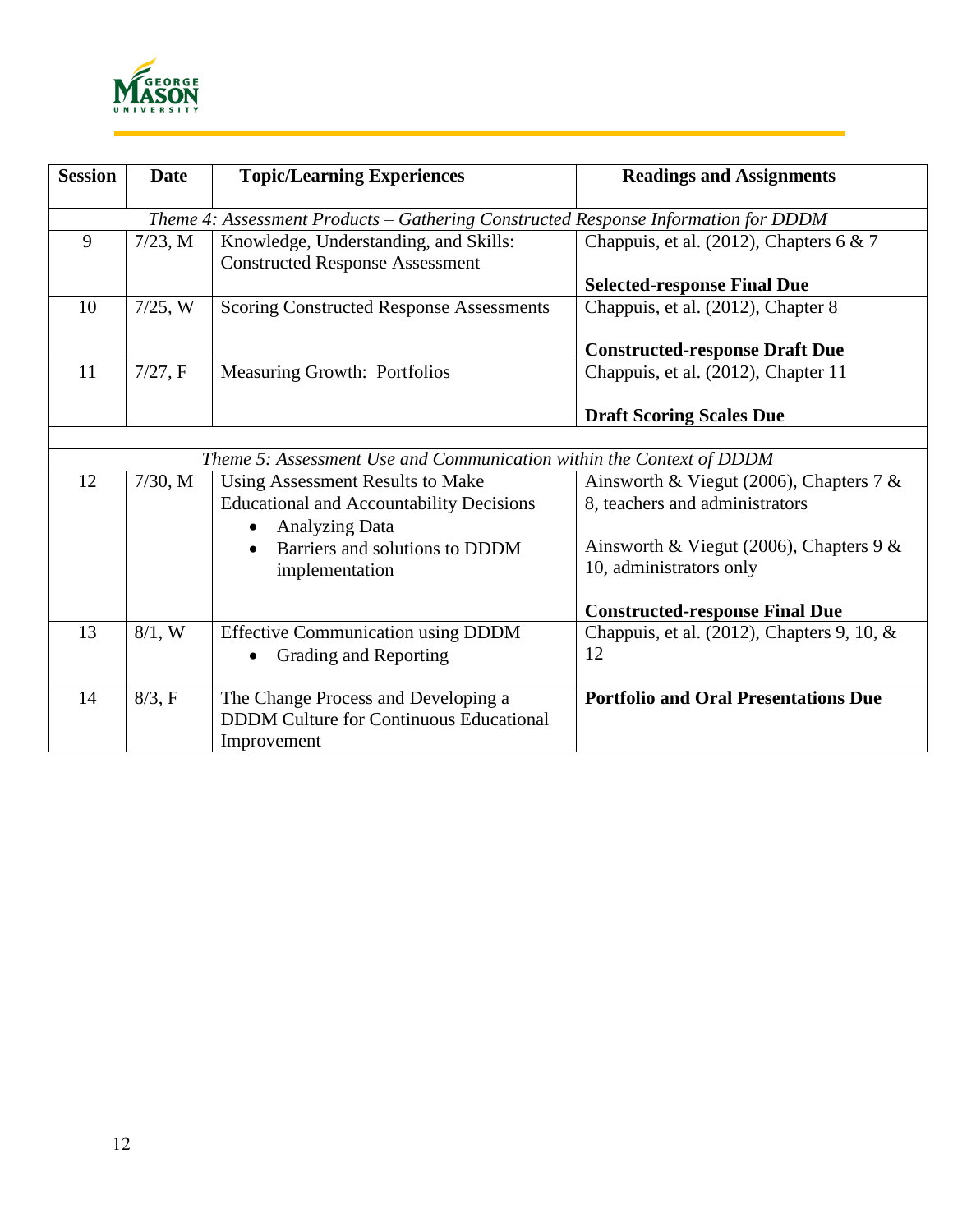| Session | Date | Topic/Learning Experiences | Readings and Assignments |
|---|---|---|---|
| *Theme 4: Assessment Products – Gathering Constructed Response Information for DDDM* | | | |
| 9 | 7/23, M | Knowledge, Understanding, and Skills: Constructed Response Assessment | Chappuis, et al. (2012), Chapters 6 & 7<br><br>**Selected-response Final Due** |
| 10 | 7/25, W | Scoring Constructed Response Assessments | Chappuis, et al. (2012), Chapter 8<br><br>**Constructed-response Draft Due** |
| 11 | 7/27, F | Measuring Growth: Portfolios | Chappuis, et al. (2012), Chapter 11<br><br>**Draft Scoring Scales Due** |
| | | | |
| *Theme 5: Assessment Use and Communication within the Context of DDDM* | | | |
| 12 | 7/30, M | Using Assessment Results to Make Educational and Accountability Decisions<br>• Analyzing Data<br>• Barriers and solutions to DDDM implementation | Ainsworth & Viegut (2006), Chapters 7 & 8, teachers and administrators<br><br>Ainsworth & Viegut (2006), Chapters 9 & 10, administrators only<br><br>**Constructed-response Final Due** |
| 13 | 8/1, W | Effective Communication using DDDM<br>• Grading and Reporting | Chappuis, et al. (2012), Chapters 9, 10, & 12 |
| 14 | 8/3, F | The Change Process and Developing a DDDM Culture for Continuous Educational Improvement | **Portfolio and Oral Presentations Due** |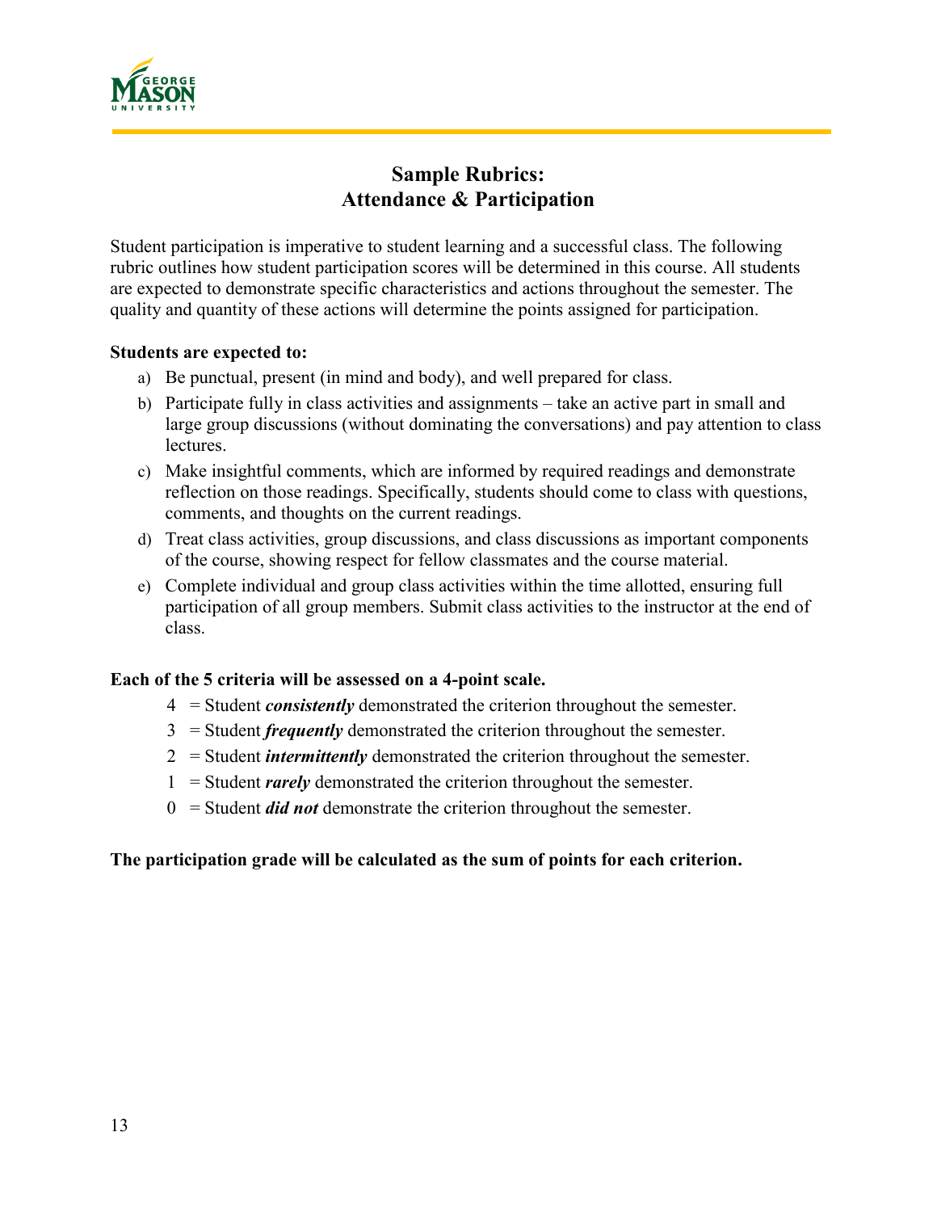# Sample Rubrics:
# Attendance & Participation

Student participation is imperative to student learning and a successful class. The following rubric outlines how student participation scores will be determined in this course. All students are expected to demonstrate specific characteristics and actions throughout the semester. The quality and quantity of these actions will determine the points assigned for participation.

**Students are expected to:**

a) Be punctual, present (in mind and body), and well prepared for class.
b) Participate fully in class activities and assignments – take an active part in small and large group discussions (without dominating the conversations) and pay attention to class lectures.
c) Make insightful comments, which are informed by required readings and demonstrate reflection on those readings. Specifically, students should come to class with questions, comments, and thoughts on the current readings.
d) Treat class activities, group discussions, and class discussions as important components of the course, showing respect for fellow classmates and the course material.
e) Complete individual and group class activities within the time allotted, ensuring full participation of all group members. Submit class activities to the instructor at the end of class.

**Each of the 5 criteria will be assessed on a 4-point scale.**

- 4 = Student ***consistently*** demonstrated the criterion throughout the semester.
- 3 = Student ***frequently*** demonstrated the criterion throughout the semester.
- 2 = Student ***intermittently*** demonstrated the criterion throughout the semester.
- 1 = Student ***rarely*** demonstrated the criterion throughout the semester.
- 0 = Student ***did not*** demonstrate the criterion throughout the semester.

**The participation grade will be calculated as the sum of points for each criterion.**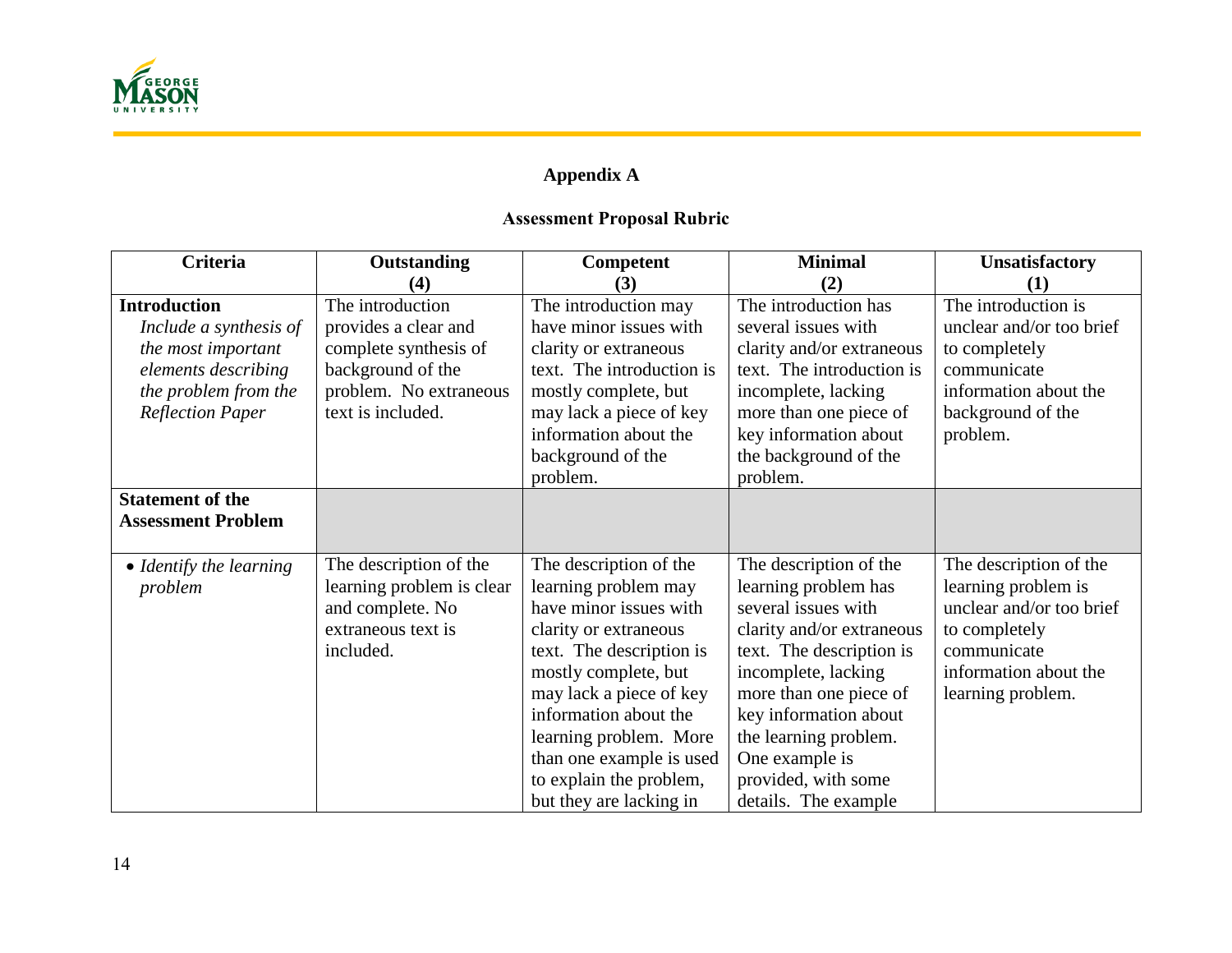**Appendix A**

**Assessment Proposal Rubric**

| Criteria | Outstanding (4) | Competent (3) | Minimal (2) | Unsatisfactory (1) |
|---|---|---|---|---|
| **Introduction** *Include a synthesis of the most important elements describing the problem from the Reflection Paper* | The introduction provides a clear and complete synthesis of background of the problem. No extraneous text is included. | The introduction may have minor issues with clarity or extraneous text. The introduction is mostly complete, but may lack a piece of key information about the background of the problem. | The introduction has several issues with clarity and/or extraneous text. The introduction is incomplete, lacking more than one piece of key information about the background of the problem. | The introduction is unclear and/or too brief to completely communicate information about the background of the problem. |
| **Statement of the Assessment Problem** | | | | |
| • *Identify the learning problem* | The description of the learning problem is clear and complete. No extraneous text is included. | The description of the learning problem may have minor issues with clarity or extraneous text. The description is mostly complete, but may lack a piece of key information about the learning problem. More than one example is used to explain the problem, but they are lacking in | The description of the learning problem has several issues with clarity and/or extraneous text. The description is incomplete, lacking more than one piece of key information about the learning problem. One example is provided, with some details. The example | The description of the learning problem is unclear and/or too brief to completely communicate information about the learning problem. |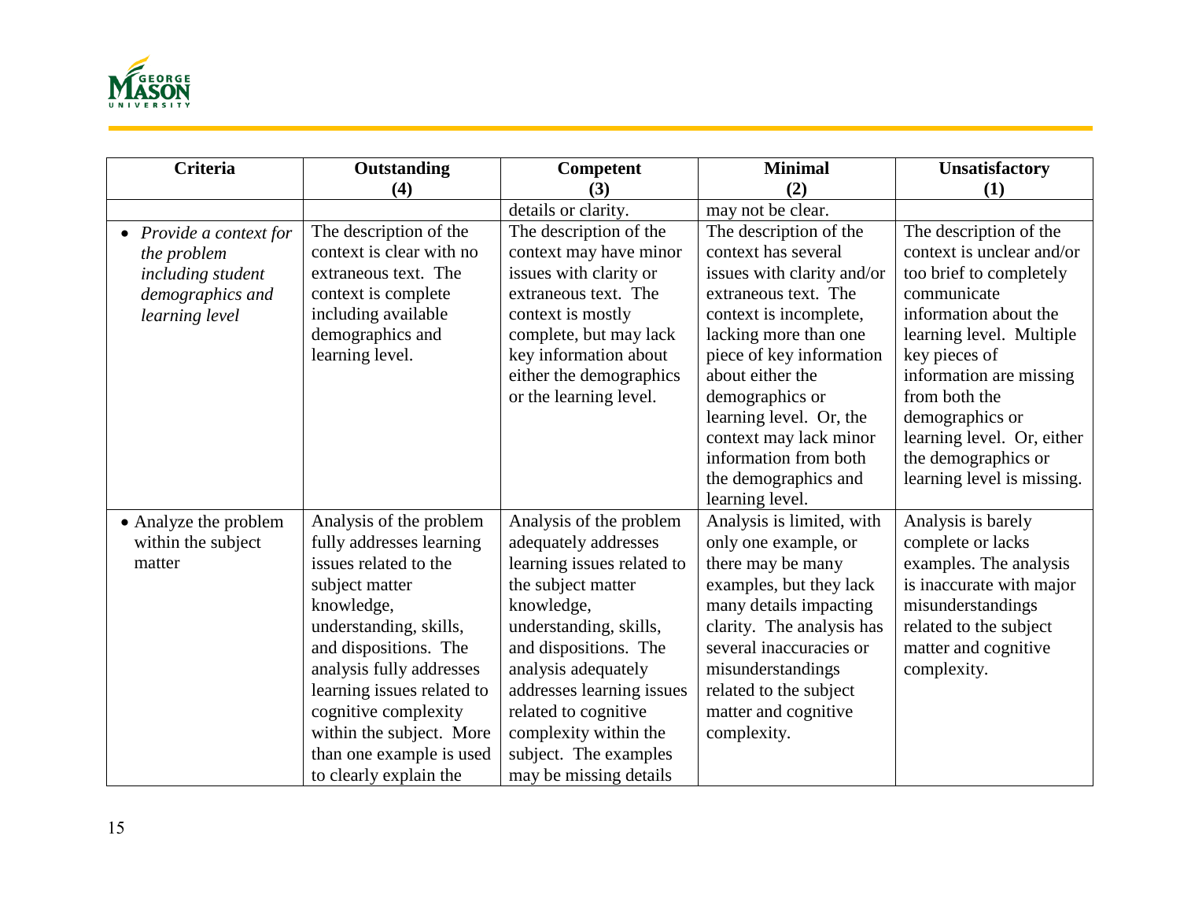| Criteria | Outstanding (4) | Competent (3) | Minimal (2) | Unsatisfactory (1) |
|---|---|---|---|---|
| | | details or clarity. | may not be clear. | |
| • *Provide a context for the problem including student demographics and learning level* | The description of the context is clear with no extraneous text. The context is complete including available demographics and learning level. | The description of the context may have minor issues with clarity or extraneous text. The context is mostly complete, but may lack key information about either the demographics or the learning level. | The description of the context has several issues with clarity and/or extraneous text. The context is incomplete, lacking more than one piece of key information about either the demographics or learning level. Or, the context may lack minor information from both the demographics and learning level. | The description of the context is unclear and/or too brief to completely communicate information about the learning level. Multiple key pieces of information are missing from both the demographics or learning level. Or, either the demographics or learning level is missing. |
| • Analyze the problem within the subject matter | Analysis of the problem fully addresses learning issues related to the subject matter knowledge, understanding, skills, and dispositions. The analysis fully addresses learning issues related to cognitive complexity within the subject. More than one example is used to clearly explain the | Analysis of the problem adequately addresses learning issues related to the subject matter knowledge, understanding, skills, and dispositions. The analysis adequately addresses learning issues related to cognitive complexity within the subject. The examples may be missing details | Analysis is limited, with only one example, or there may be many examples, but they lack many details impacting clarity. The analysis has several inaccuracies or misunderstandings related to the subject matter and cognitive complexity. | Analysis is barely complete or lacks examples. The analysis is inaccurate with major misunderstandings related to the subject matter and cognitive complexity. |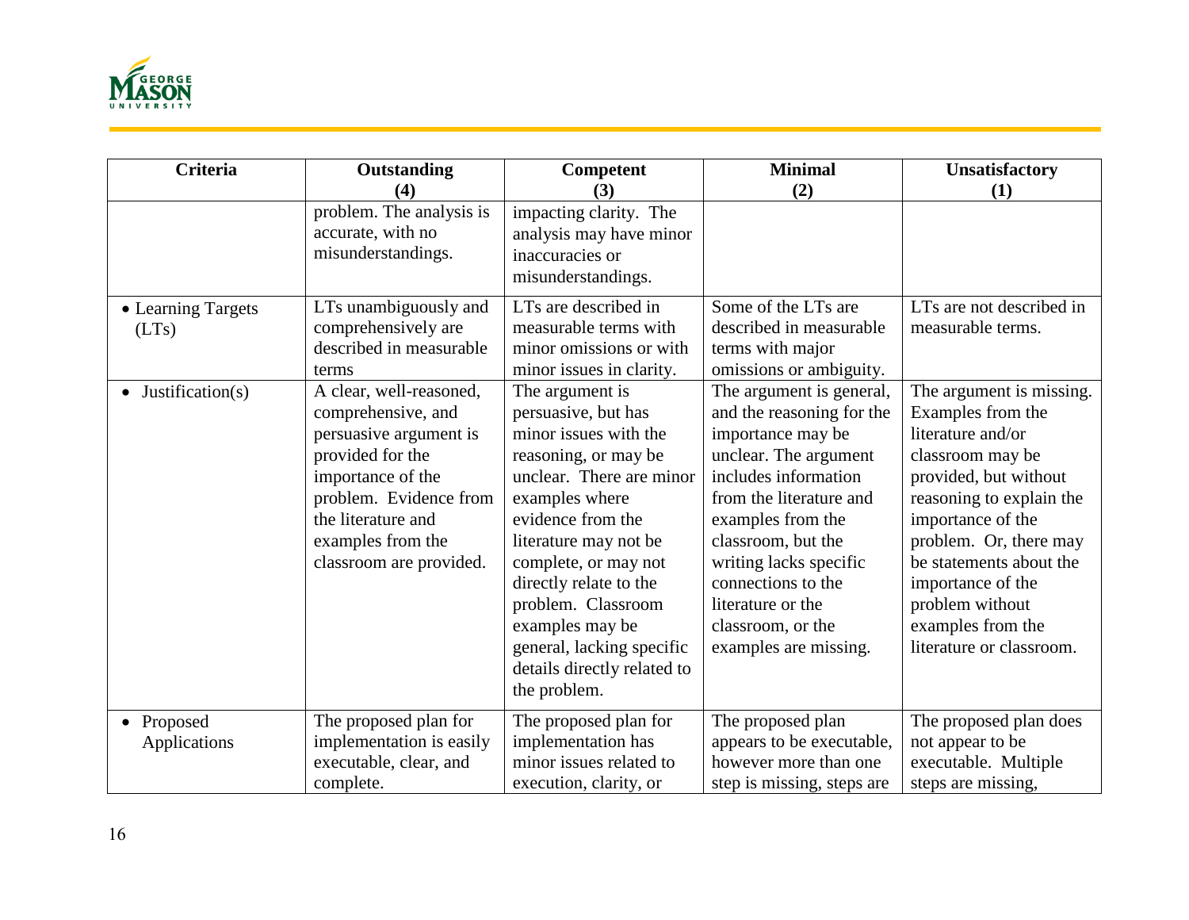| Criteria | Outstanding (4) | Competent (3) | Minimal (2) | Unsatisfactory (1) |
|---|---|---|---|---|
| | problem. The analysis is accurate, with no misunderstandings. | impacting clarity. The analysis may have minor inaccuracies or misunderstandings. | | |
| • Learning Targets (LTs) | LTs unambiguously and comprehensively are described in measurable terms | LTs are described in measurable terms with minor omissions or with minor issues in clarity. | Some of the LTs are described in measurable terms with major omissions or ambiguity. | LTs are not described in measurable terms. |
| • Justification(s) | A clear, well-reasoned, comprehensive, and persuasive argument is provided for the importance of the problem. Evidence from the literature and examples from the classroom are provided. | The argument is persuasive, but has minor issues with the reasoning, or may be unclear. There are minor examples where evidence from the literature may not be complete, or may not directly relate to the problem. Classroom examples may be general, lacking specific details directly related to the problem. | The argument is general, and the reasoning for the importance may be unclear. The argument includes information from the literature and examples from the classroom, but the writing lacks specific connections to the literature or the classroom, or the examples are missing. | The argument is missing. Examples from the literature and/or classroom may be provided, but without reasoning to explain the importance of the problem. Or, there may be statements about the importance of the problem without examples from the literature or classroom. |
| • Proposed Applications | The proposed plan for implementation is easily executable, clear, and complete. | The proposed plan for implementation has minor issues related to execution, clarity, or | The proposed plan appears to be executable, however more than one step is missing, steps are | The proposed plan does not appear to be executable. Multiple steps are missing, |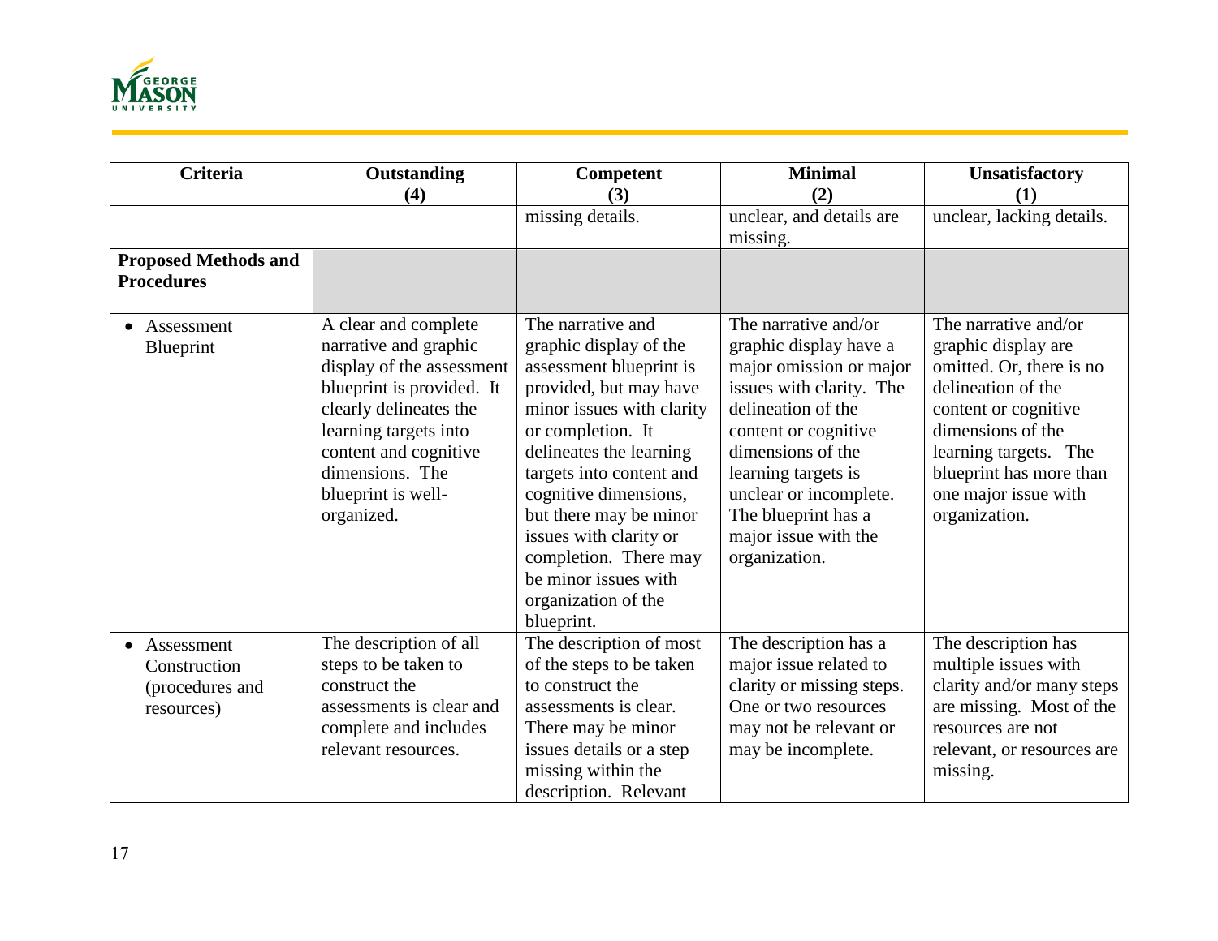| Criteria | Outstanding (4) | Competent (3) | Minimal (2) | Unsatisfactory (1) |
|---|---|---|---|---|
| | | missing details. | unclear, and details are missing. | unclear, lacking details. |
| **Proposed Methods and Procedures** | | | | |
| • Assessment Blueprint | A clear and complete narrative and graphic display of the assessment blueprint is provided. It clearly delineates the learning targets into content and cognitive dimensions. The blueprint is well-organized. | The narrative and graphic display of the assessment blueprint is provided, but may have minor issues with clarity or completion. It delineates the learning targets into content and cognitive dimensions, but there may be minor issues with clarity or completion. There may be minor issues with organization of the blueprint. | The narrative and/or graphic display have a major omission or major issues with clarity. The delineation of the content or cognitive dimensions of the learning targets is unclear or incomplete. The blueprint has a major issue with the organization. | The narrative and/or graphic display are omitted. Or, there is no delineation of the content or cognitive dimensions of the learning targets. The blueprint has more than one major issue with organization. |
| • Assessment Construction (procedures and resources) | The description of all steps to be taken to construct the assessments is clear and complete and includes relevant resources. | The description of most of the steps to be taken to construct the assessments is clear. There may be minor issues details or a step missing within the description. Relevant | The description has a major issue related to clarity or missing steps. One or two resources may not be relevant or may be incomplete. | The description has multiple issues with clarity and/or many steps are missing. Most of the resources are not relevant, or resources are missing. |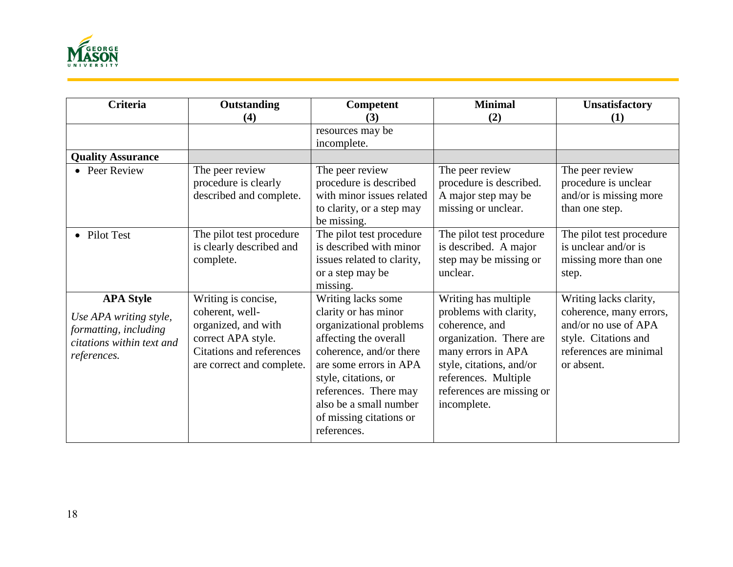| Criteria | Outstanding (4) | Competent (3) | Minimal (2) | Unsatisfactory (1) |
|---|---|---|---|---|
| | | resources may be incomplete. | | |
| **Quality Assurance** | | | | |
| • Peer Review | The peer review procedure is clearly described and complete. | The peer review procedure is described with minor issues related to clarity, or a step may be missing. | The peer review procedure is described. A major step may be missing or unclear. | The peer review procedure is unclear and/or is missing more than one step. |
| • Pilot Test | The pilot test procedure is clearly described and complete. | The pilot test procedure is described with minor issues related to clarity, or a step may be missing. | The pilot test procedure is described. A major step may be missing or unclear. | The pilot test procedure is unclear and/or is missing more than one step. |
| **APA Style** *Use APA writing style, formatting, including citations within text and references.* | Writing is concise, coherent, well-organized, and with correct APA style. Citations and references are correct and complete. | Writing lacks some clarity or has minor organizational problems affecting the overall coherence, and/or there are some errors in APA style, citations, or references. There may also be a small number of missing citations or references. | Writing has multiple problems with clarity, coherence, and organization. There are many errors in APA style, citations, and/or references. Multiple references are missing or incomplete. | Writing lacks clarity, coherence, many errors, and/or no use of APA style. Citations and references are minimal or absent. |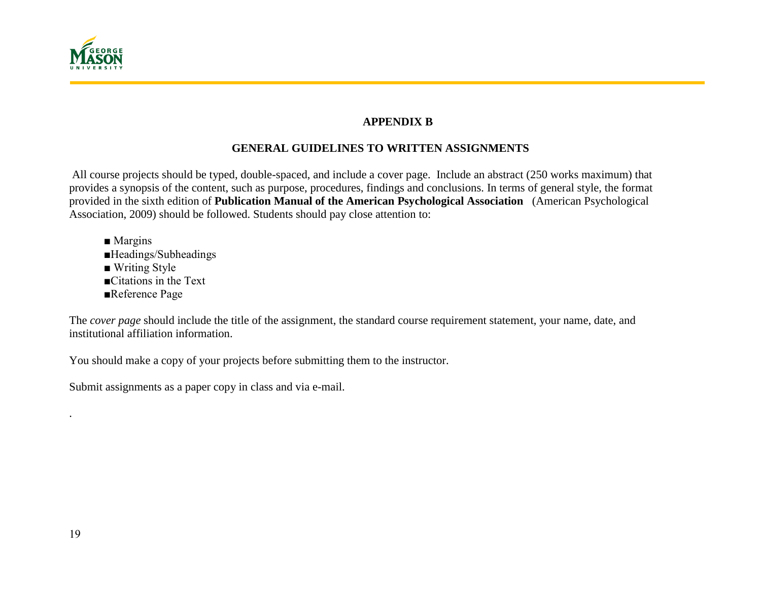## APPENDIX B

## GENERAL GUIDELINES TO WRITTEN ASSIGNMENTS

All course projects should be typed, double-spaced, and include a cover page. Include an abstract (250 works maximum) that provides a synopsis of the content, such as purpose, procedures, findings and conclusions. In terms of general style, the format provided in the sixth edition of **Publication Manual of the American Psychological Association** (American Psychological Association, 2009) should be followed. Students should pay close attention to:

- Margins
- Headings/Subheadings
- Writing Style
- Citations in the Text
- Reference Page

The *cover page* should include the title of the assignment, the standard course requirement statement, your name, date, and institutional affiliation information.

You should make a copy of your projects before submitting them to the instructor.

Submit assignments as a paper copy in class and via e-mail.

.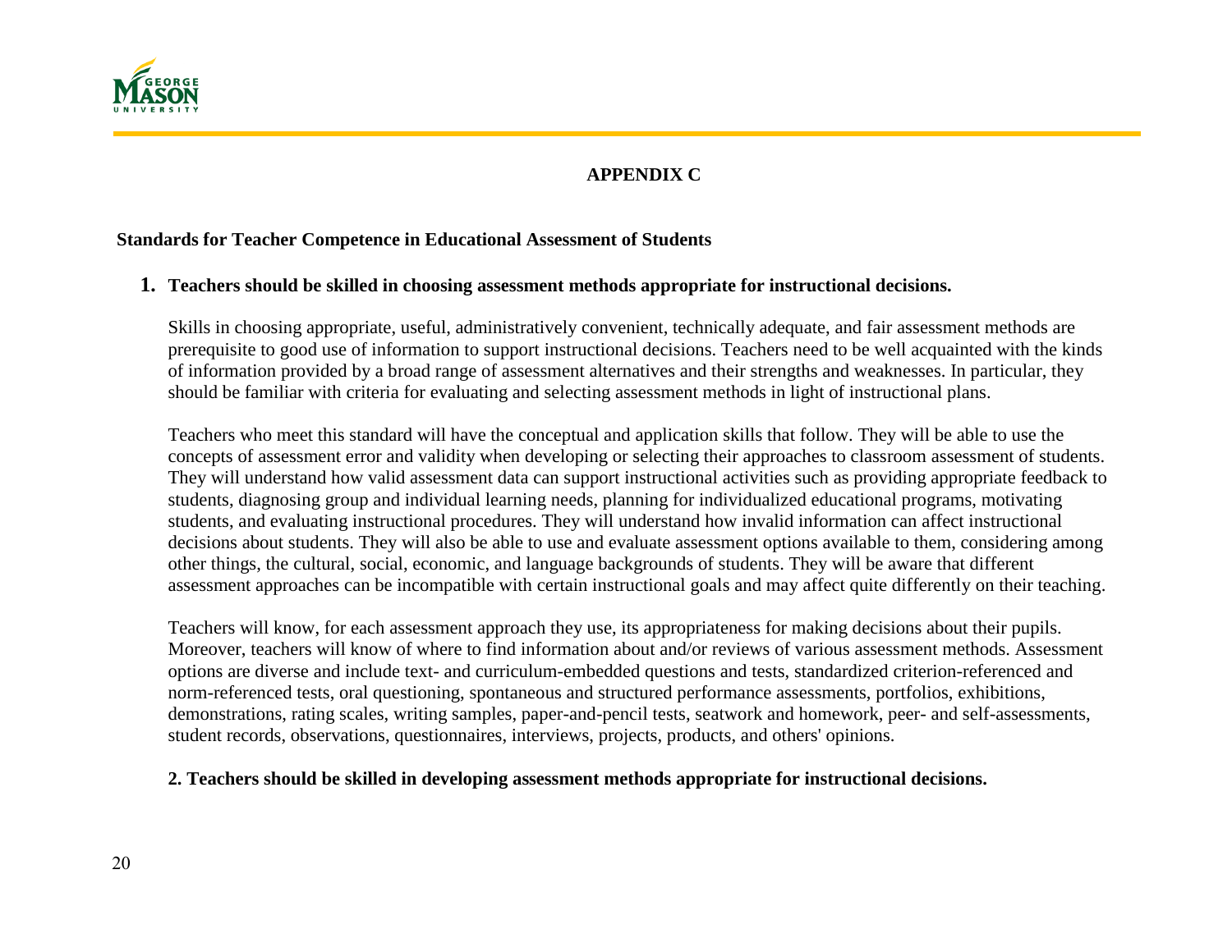## APPENDIX C

**Standards for Teacher Competence in Educational Assessment of Students**

**1. Teachers should be skilled in choosing assessment methods appropriate for instructional decisions.**

Skills in choosing appropriate, useful, administratively convenient, technically adequate, and fair assessment methods are prerequisite to good use of information to support instructional decisions. Teachers need to be well acquainted with the kinds of information provided by a broad range of assessment alternatives and their strengths and weaknesses. In particular, they should be familiar with criteria for evaluating and selecting assessment methods in light of instructional plans.

Teachers who meet this standard will have the conceptual and application skills that follow. They will be able to use the concepts of assessment error and validity when developing or selecting their approaches to classroom assessment of students. They will understand how valid assessment data can support instructional activities such as providing appropriate feedback to students, diagnosing group and individual learning needs, planning for individualized educational programs, motivating students, and evaluating instructional procedures. They will understand how invalid information can affect instructional decisions about students. They will also be able to use and evaluate assessment options available to them, considering among other things, the cultural, social, economic, and language backgrounds of students. They will be aware that different assessment approaches can be incompatible with certain instructional goals and may affect quite differently on their teaching.

Teachers will know, for each assessment approach they use, its appropriateness for making decisions about their pupils. Moreover, teachers will know of where to find information about and/or reviews of various assessment methods. Assessment options are diverse and include text- and curriculum-embedded questions and tests, standardized criterion-referenced and norm-referenced tests, oral questioning, spontaneous and structured performance assessments, portfolios, exhibitions, demonstrations, rating scales, writing samples, paper-and-pencil tests, seatwork and homework, peer- and self-assessments, student records, observations, questionnaires, interviews, projects, products, and others' opinions.

**2. Teachers should be skilled in developing assessment methods appropriate for instructional decisions.**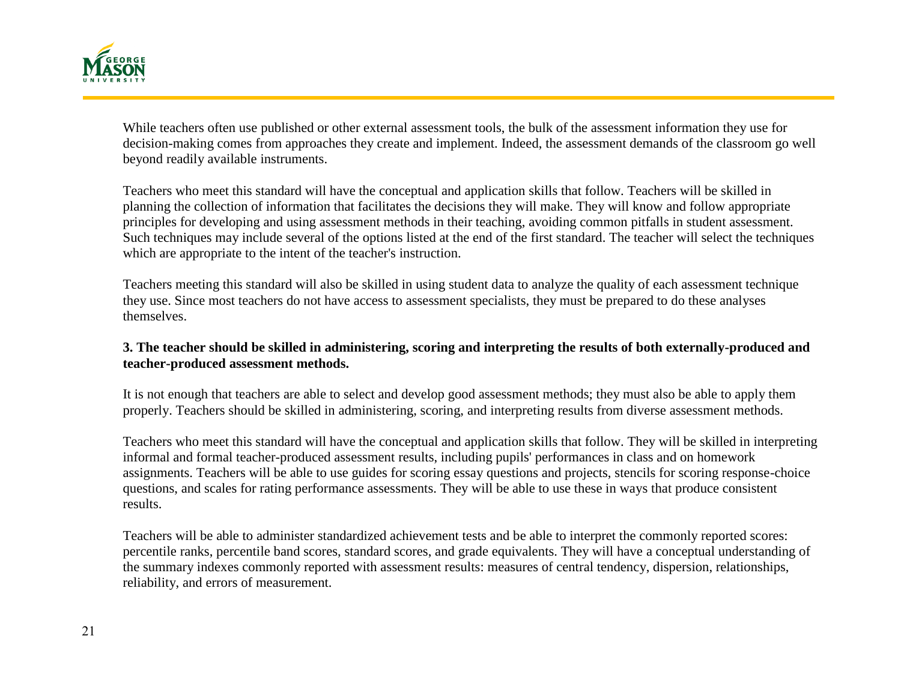While teachers often use published or other external assessment tools, the bulk of the assessment information they use for decision-making comes from approaches they create and implement. Indeed, the assessment demands of the classroom go well beyond readily available instruments.

Teachers who meet this standard will have the conceptual and application skills that follow. Teachers will be skilled in planning the collection of information that facilitates the decisions they will make. They will know and follow appropriate principles for developing and using assessment methods in their teaching, avoiding common pitfalls in student assessment. Such techniques may include several of the options listed at the end of the first standard. The teacher will select the techniques which are appropriate to the intent of the teacher's instruction.

Teachers meeting this standard will also be skilled in using student data to analyze the quality of each assessment technique they use. Since most teachers do not have access to assessment specialists, they must be prepared to do these analyses themselves.

**3. The teacher should be skilled in administering, scoring and interpreting the results of both externally-produced and teacher-produced assessment methods.**

It is not enough that teachers are able to select and develop good assessment methods; they must also be able to apply them properly. Teachers should be skilled in administering, scoring, and interpreting results from diverse assessment methods.

Teachers who meet this standard will have the conceptual and application skills that follow. They will be skilled in interpreting informal and formal teacher-produced assessment results, including pupils' performances in class and on homework assignments. Teachers will be able to use guides for scoring essay questions and projects, stencils for scoring response-choice questions, and scales for rating performance assessments. They will be able to use these in ways that produce consistent results.

Teachers will be able to administer standardized achievement tests and be able to interpret the commonly reported scores: percentile ranks, percentile band scores, standard scores, and grade equivalents. They will have a conceptual understanding of the summary indexes commonly reported with assessment results: measures of central tendency, dispersion, relationships, reliability, and errors of measurement.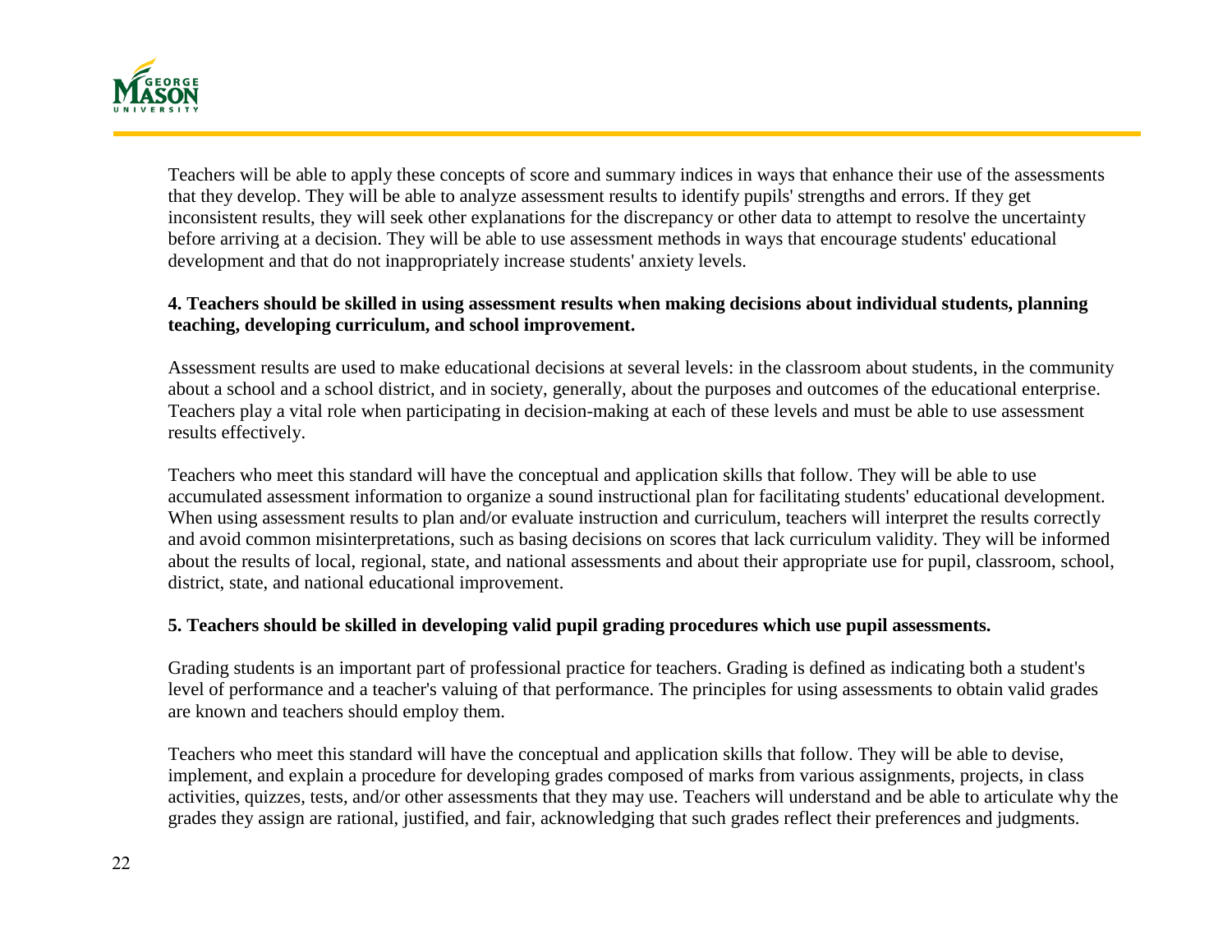Teachers will be able to apply these concepts of score and summary indices in ways that enhance their use of the assessments that they develop. They will be able to analyze assessment results to identify pupils' strengths and errors. If they get inconsistent results, they will seek other explanations for the discrepancy or other data to attempt to resolve the uncertainty before arriving at a decision. They will be able to use assessment methods in ways that encourage students' educational development and that do not inappropriately increase students' anxiety levels.

**4. Teachers should be skilled in using assessment results when making decisions about individual students, planning teaching, developing curriculum, and school improvement.**

Assessment results are used to make educational decisions at several levels: in the classroom about students, in the community about a school and a school district, and in society, generally, about the purposes and outcomes of the educational enterprise. Teachers play a vital role when participating in decision-making at each of these levels and must be able to use assessment results effectively.

Teachers who meet this standard will have the conceptual and application skills that follow. They will be able to use accumulated assessment information to organize a sound instructional plan for facilitating students' educational development. When using assessment results to plan and/or evaluate instruction and curriculum, teachers will interpret the results correctly and avoid common misinterpretations, such as basing decisions on scores that lack curriculum validity. They will be informed about the results of local, regional, state, and national assessments and about their appropriate use for pupil, classroom, school, district, state, and national educational improvement.

**5. Teachers should be skilled in developing valid pupil grading procedures which use pupil assessments.**

Grading students is an important part of professional practice for teachers. Grading is defined as indicating both a student's level of performance and a teacher's valuing of that performance. The principles for using assessments to obtain valid grades are known and teachers should employ them.

Teachers who meet this standard will have the conceptual and application skills that follow. They will be able to devise, implement, and explain a procedure for developing grades composed of marks from various assignments, projects, in class activities, quizzes, tests, and/or other assessments that they may use. Teachers will understand and be able to articulate why the grades they assign are rational, justified, and fair, acknowledging that such grades reflect their preferences and judgments.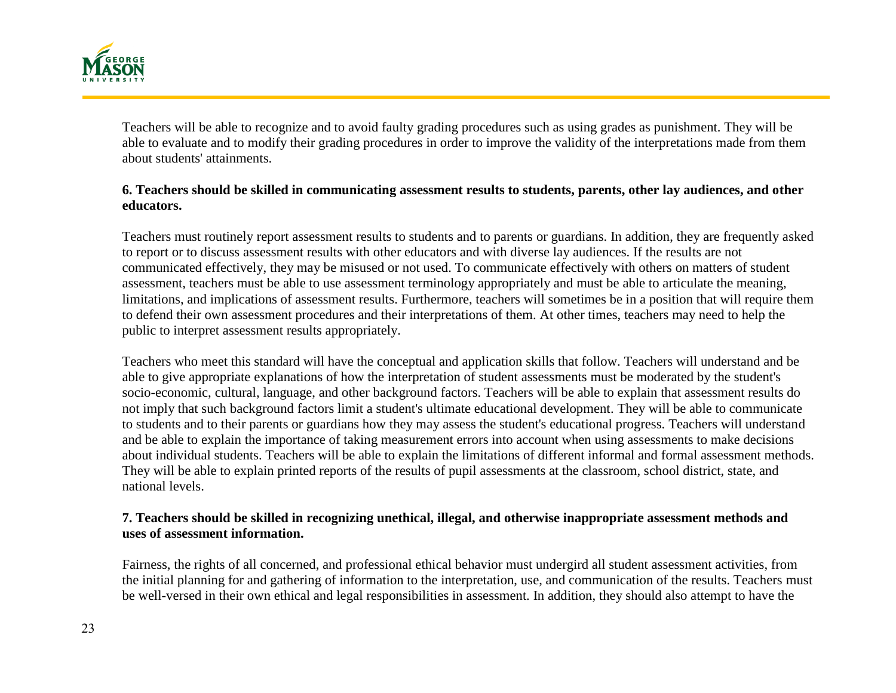Teachers will be able to recognize and to avoid faulty grading procedures such as using grades as punishment. They will be able to evaluate and to modify their grading procedures in order to improve the validity of the interpretations made from them about students' attainments.

**6. Teachers should be skilled in communicating assessment results to students, parents, other lay audiences, and other educators.**

Teachers must routinely report assessment results to students and to parents or guardians. In addition, they are frequently asked to report or to discuss assessment results with other educators and with diverse lay audiences. If the results are not communicated effectively, they may be misused or not used. To communicate effectively with others on matters of student assessment, teachers must be able to use assessment terminology appropriately and must be able to articulate the meaning, limitations, and implications of assessment results. Furthermore, teachers will sometimes be in a position that will require them to defend their own assessment procedures and their interpretations of them. At other times, teachers may need to help the public to interpret assessment results appropriately.

Teachers who meet this standard will have the conceptual and application skills that follow. Teachers will understand and be able to give appropriate explanations of how the interpretation of student assessments must be moderated by the student's socio-economic, cultural, language, and other background factors. Teachers will be able to explain that assessment results do not imply that such background factors limit a student's ultimate educational development. They will be able to communicate to students and to their parents or guardians how they may assess the student's educational progress. Teachers will understand and be able to explain the importance of taking measurement errors into account when using assessments to make decisions about individual students. Teachers will be able to explain the limitations of different informal and formal assessment methods. They will be able to explain printed reports of the results of pupil assessments at the classroom, school district, state, and national levels.

**7. Teachers should be skilled in recognizing unethical, illegal, and otherwise inappropriate assessment methods and uses of assessment information.**

Fairness, the rights of all concerned, and professional ethical behavior must undergird all student assessment activities, from the initial planning for and gathering of information to the interpretation, use, and communication of the results. Teachers must be well-versed in their own ethical and legal responsibilities in assessment. In addition, they should also attempt to have the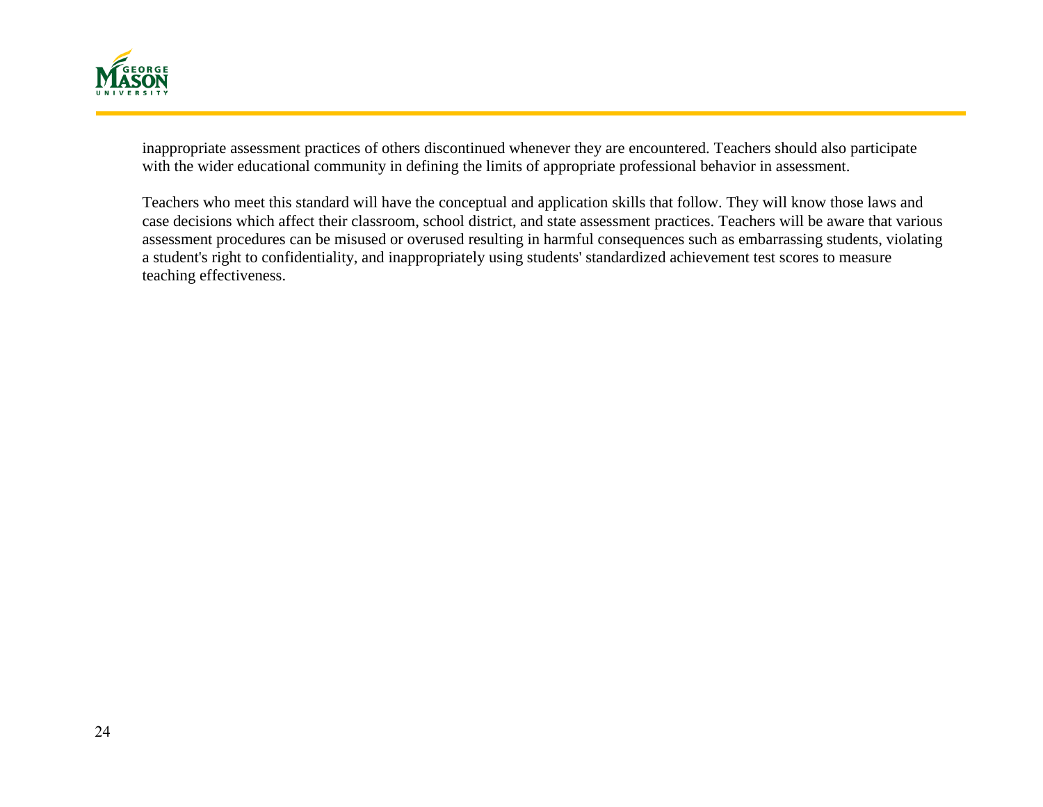inappropriate assessment practices of others discontinued whenever they are encountered. Teachers should also participate with the wider educational community in defining the limits of appropriate professional behavior in assessment.

Teachers who meet this standard will have the conceptual and application skills that follow. They will know those laws and case decisions which affect their classroom, school district, and state assessment practices. Teachers will be aware that various assessment procedures can be misused or overused resulting in harmful consequences such as embarrassing students, violating a student's right to confidentiality, and inappropriately using students' standardized achievement test scores to measure teaching effectiveness.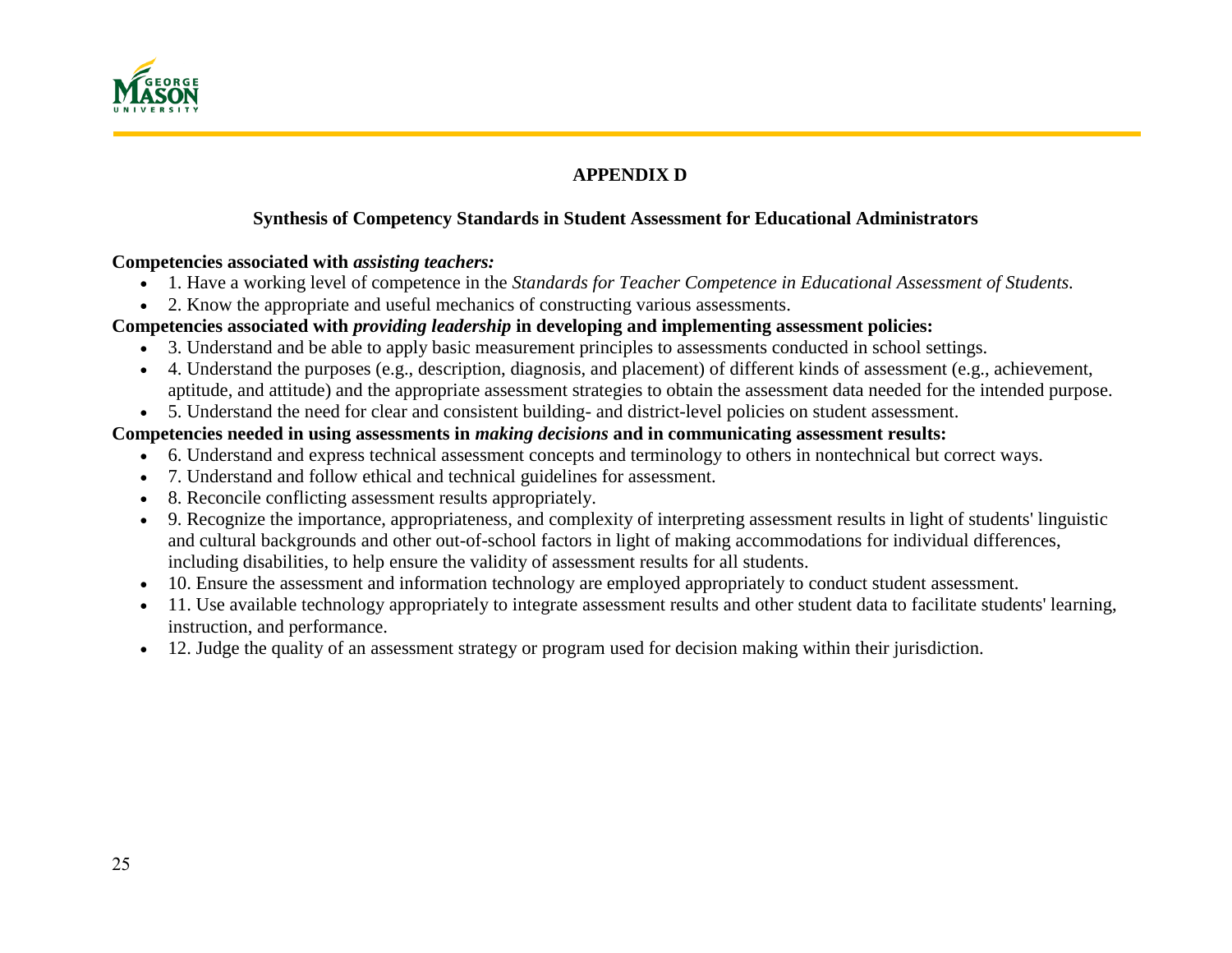## APPENDIX D

### Synthesis of Competency Standards in Student Assessment for Educational Administrators

**Competencies associated with *assisting teachers:***

- 1. Have a working level of competence in the *Standards for Teacher Competence in Educational Assessment of Students.*
- 2. Know the appropriate and useful mechanics of constructing various assessments.

**Competencies associated with *providing leadership* in developing and implementing assessment policies:**

- 3. Understand and be able to apply basic measurement principles to assessments conducted in school settings.
- 4. Understand the purposes (e.g., description, diagnosis, and placement) of different kinds of assessment (e.g., achievement, aptitude, and attitude) and the appropriate assessment strategies to obtain the assessment data needed for the intended purpose.
- 5. Understand the need for clear and consistent building- and district-level policies on student assessment.

**Competencies needed in using assessments in *making decisions* and in communicating assessment results:**

- 6. Understand and express technical assessment concepts and terminology to others in nontechnical but correct ways.
- 7. Understand and follow ethical and technical guidelines for assessment.
- 8. Reconcile conflicting assessment results appropriately.
- 9. Recognize the importance, appropriateness, and complexity of interpreting assessment results in light of students' linguistic and cultural backgrounds and other out-of-school factors in light of making accommodations for individual differences, including disabilities, to help ensure the validity of assessment results for all students.
- 10. Ensure the assessment and information technology are employed appropriately to conduct student assessment.
- 11. Use available technology appropriately to integrate assessment results and other student data to facilitate students' learning, instruction, and performance.
- 12. Judge the quality of an assessment strategy or program used for decision making within their jurisdiction.